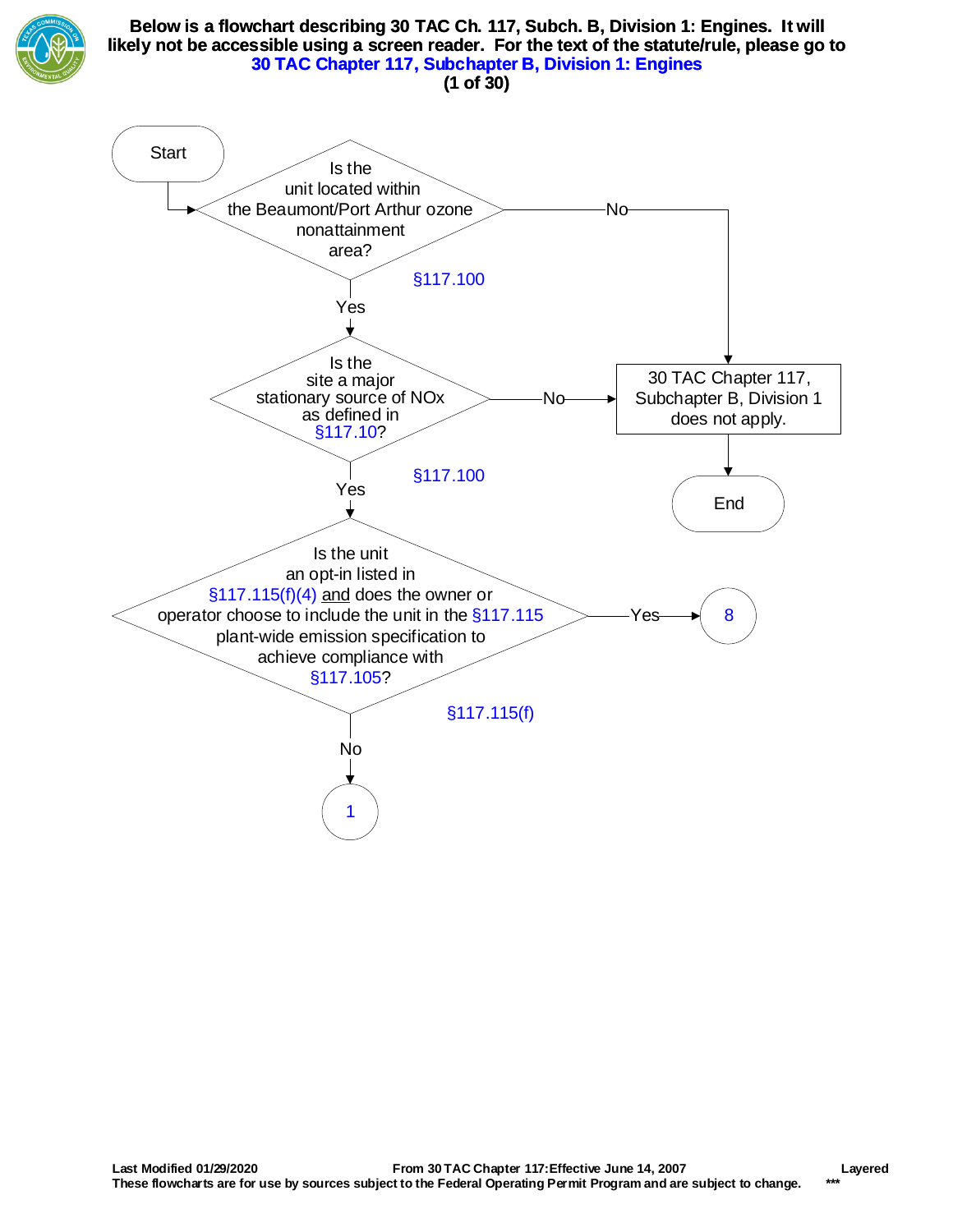**Below is a flowchart describing 30 TAC Ch. 117, Subch. B, Division 1: Engines. It will likely not be accessible using a screen reader. For the text of the statute/rule, please go to 30 TAC Chapter 117, Subchapter B, Division 1: Engines**

**(1 of 30)**

Start

Is the unit located within the Beaumont/Port Arthur ozone nonattainment area? §117.100

- No → 30 TAC Chapter 117, Subchapter B, Division 1 does not apply. → End
- Yes ↓

Is the site a major stationary source of NOx as defined in §117.10? §117.100

- No → 30 TAC Chapter 117, Subchapter B, Division 1 does not apply. → End
- Yes ↓

Is the unit an opt-in listed in §117.115(f)(4) and does the owner or operator choose to include the unit in the §117.115 plant-wide emission specification to achieve compliance with §117.105? §117.115(f)

- Yes → 8
- No → 1

Last Modified 01/29/2020 From 30 TAC Chapter 117:Effective June 14, 2007 Layered

These flowcharts are for use by sources subject to the Federal Operating Permit Program and are subject to change. ***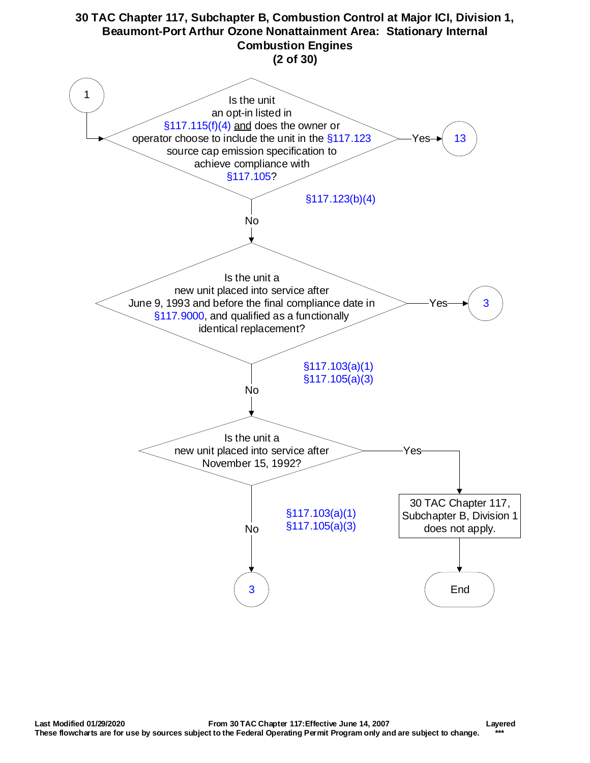# 30 TAC Chapter 117, Subchapter B, Combustion Control at Major ICI, Division 1, Beaumont-Port Arthur Ozone Nonattainment Area: Stationary Internal Combustion Engines

**(2 of 30)**

**1** → Is the unit an opt-in listed in §117.115(f)(4) and does the owner or operator choose to include the unit in the §117.123 source cap emission specification to achieve compliance with §117.105?

- Yes → **13**
- No → next question

§117.123(b)(4)

Is the unit a new unit placed into service after June 9, 1993 and before the final compliance date in §117.9000, and qualified as a functionally identical replacement?

- Yes → **3**
- No → next question

§117.103(a)(1)
§117.105(a)(3)

Is the unit a new unit placed into service after November 15, 1992?

- Yes → 30 TAC Chapter 117, Subchapter B, Division 1 does not apply. → End
- No → **3**

§117.103(a)(1)
§117.105(a)(3)

Last Modified 01/29/2020 From 30 TAC Chapter 117: Effective June 14, 2007 Layered

These flowcharts are for use by sources subject to the Federal Operating Permit Program only and are subject to change. ***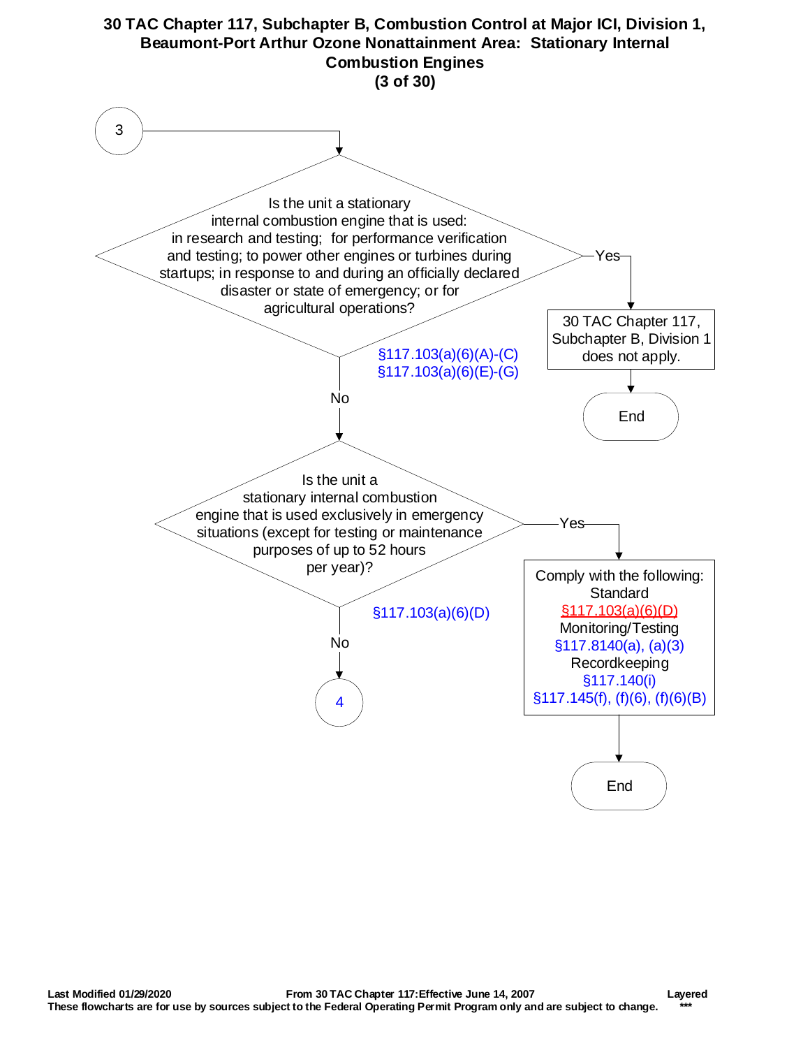# 30 TAC Chapter 117, Subchapter B, Combustion Control at Major ICI, Division 1, Beaumont-Port Arthur Ozone Nonattainment Area: Stationary Internal Combustion Engines

**(3 of 30)**

**3**

**Is the unit a stationary internal combustion engine that is used: in research and testing; for performance verification and testing; to power other engines or turbines during startups; in response to and during an officially declared disaster or state of emergency; or for agricultural operations?**

§117.103(a)(6)(A)-(C)
§117.103(a)(6)(E)-(G)

- **Yes** → 30 TAC Chapter 117, Subchapter B, Division 1 does not apply. → End
- **No** → continue below

**Is the unit a stationary internal combustion engine that is used exclusively in emergency situations (except for testing or maintenance purposes of up to 52 hours per year)?**

§117.103(a)(6)(D)

- **Yes** → Comply with the following:
  - Standard
    - §117.103(a)(6)(D)
  - Monitoring/Testing
    - §117.8140(a), (a)(3)
  - Recordkeeping
    - §117.140(i)
    - §117.145(f), (f)(6), (f)(6)(B)
  
  → End
- **No** → **4**

Last Modified 01/29/2020 From 30 TAC Chapter 117: Effective June 14, 2007 Layered
These flowcharts are for use by sources subject to the Federal Operating Permit Program only and are subject to change. ***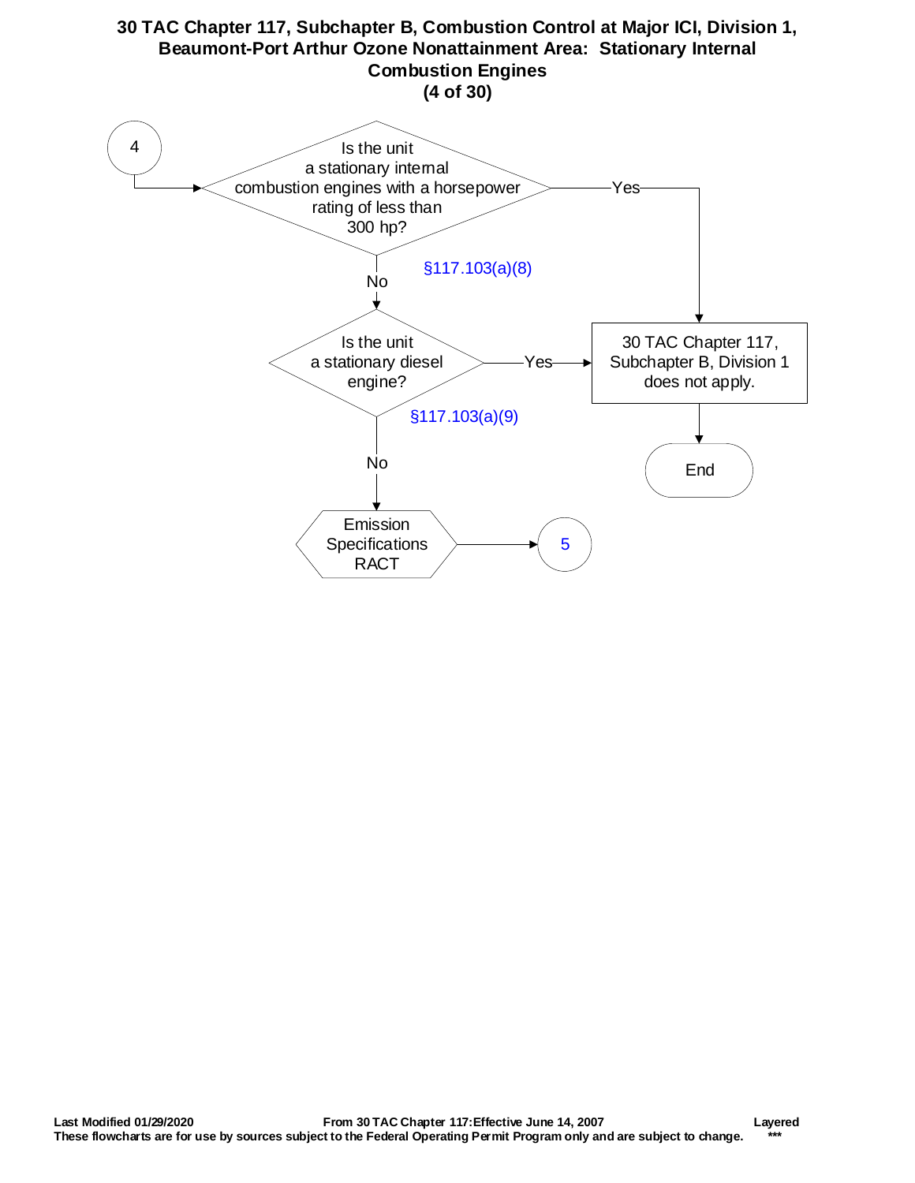# 30 TAC Chapter 117, Subchapter B, Combustion Control at Major ICI, Division 1, Beaumont-Port Arthur Ozone Nonattainment Area: Stationary Internal Combustion Engines

**(4 of 30)**

4

Is the unit a stationary internal combustion engines with a horsepower rating of less than 300 hp?

§117.103(a)(8)

- Yes → 30 TAC Chapter 117, Subchapter B, Division 1 does not apply. → End
- No → Is the unit a stationary diesel engine?

Is the unit a stationary diesel engine?

§117.103(a)(9)

- Yes → 30 TAC Chapter 117, Subchapter B, Division 1 does not apply. → End
- No → Emission Specifications RACT → 5

Last Modified 01/29/2020

From 30 TAC Chapter 117: Effective June 14, 2007

Layered

These flowcharts are for use by sources subject to the Federal Operating Permit Program only and are subject to change.

***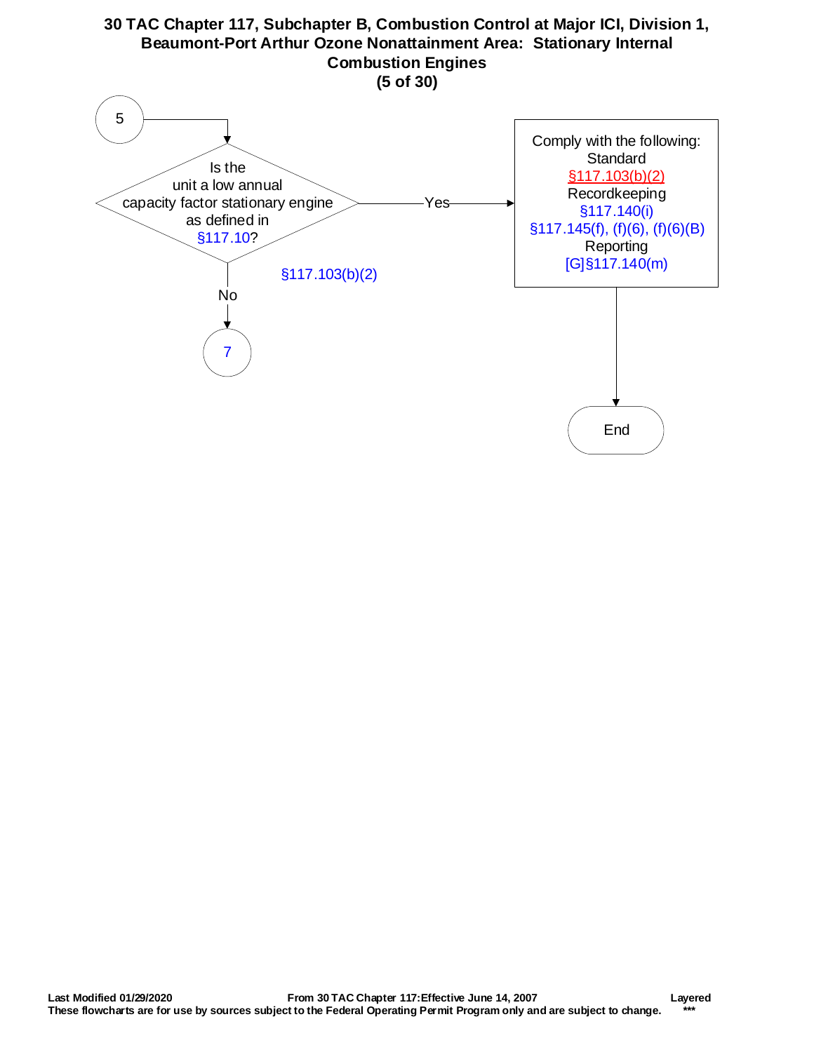# 30 TAC Chapter 117, Subchapter B, Combustion Control at Major ICI, Division 1, Beaumont-Port Arthur Ozone Nonattainment Area: Stationary Internal Combustion Engines

**(5 of 30)**

5

Is the unit a low annual capacity factor stationary engine as defined in §117.10?

§117.103(b)(2)

Yes →

Comply with the following:
Standard
§117.103(b)(2)
Recordkeeping
§117.140(i)
§117.145(f), (f)(6), (f)(6)(B)
Reporting
[G]§117.140(m)

→ End

No → 7

**Last Modified 01/29/2020** **From 30 TAC Chapter 117: Effective June 14, 2007** **Layered**

**These flowcharts are for use by sources subject to the Federal Operating Permit Program only and are subject to change.** **\*\*\***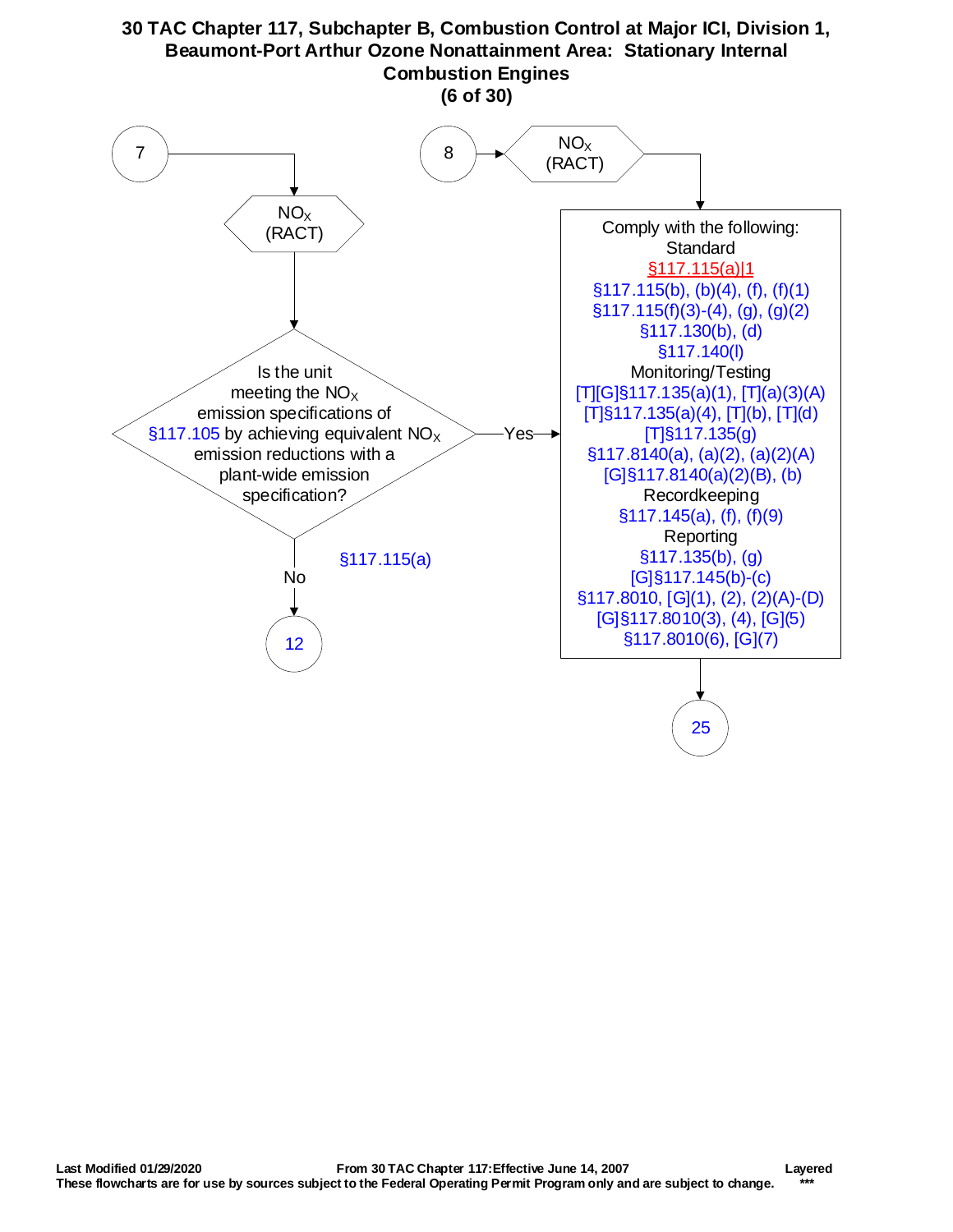# 30 TAC Chapter 117, Subchapter B, Combustion Control at Major ICI, Division 1, Beaumont-Port Arthur Ozone Nonattainment Area: Stationary Internal Combustion Engines

**(6 of 30)**

7 → $NO_X$ (RACT)

Is the unit meeting the $NO_X$ emission specifications of §117.105 by achieving equivalent $NO_X$ emission reductions with a plant-wide emission specification?

§117.115(a)

- No → 12
- Yes → Comply with the following:

8 → $NO_X$ (RACT) → Comply with the following:

**Comply with the following:**

Standard
§117.115(a)|1
§117.115(b), (b)(4), (f), (f)(1)
§117.115(f)(3)-(4), (g), (g)(2)
§117.130(b), (d)
§117.140(l)

Monitoring/Testing
[T][G]§117.135(a)(1), [T](a)(3)(A)
[T]§117.135(a)(4), [T](b), [T](d)
[T]§117.135(g)
§117.8140(a), (a)(2), (a)(2)(A)
[G]§117.8140(a)(2)(B), (b)

Recordkeeping
§117.145(a), (f), (f)(9)

Reporting
§117.135(b), (g)
[G]§117.145(b)-(c)
§117.8010, [G](1), (2), (2)(A)-(D)
[G]§117.8010(3), (4), [G](5)
§117.8010(6), [G](7)

→ 25

Last Modified 01/29/2020 From 30 TAC Chapter 117: Effective June 14, 2007 Layered
These flowcharts are for use by sources subject to the Federal Operating Permit Program only and are subject to change. ***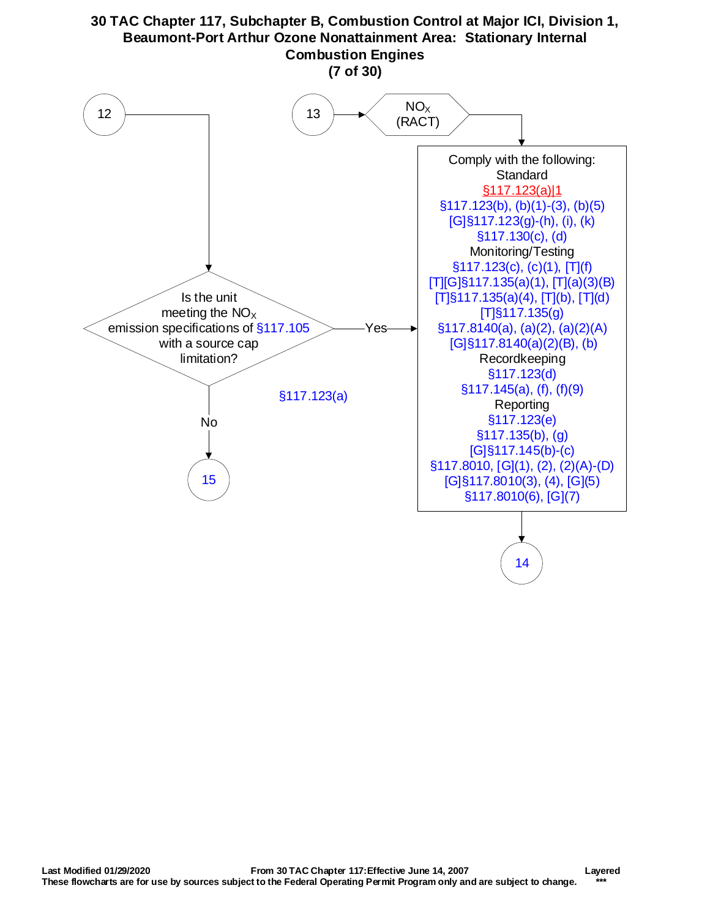# 30 TAC Chapter 117, Subchapter B, Combustion Control at Major ICI, Division 1, Beaumont-Port Arthur Ozone Nonattainment Area: Stationary Internal Combustion Engines

**(7 of 30)**

12 → Is the unit meeting the $NO_X$ emission specifications of §117.105 with a source cap limitation?

§117.123(a)

- Yes → Comply with the following (see box below)
- No → 15

13 → $NO_X$ (RACT) → Comply with the following:

**Comply with the following:**

Standard
- §117.123(a)|1
- §117.123(b), (b)(1)-(3), (b)(5)
- [G]§117.123(g)-(h), (i), (k)
- §117.130(c), (d)

Monitoring/Testing
- §117.123(c), (c)(1), [T](f)
- [T][G]§117.135(a)(1), [T](a)(3)(B)
- [T]§117.135(a)(4), [T](b), [T](d)
- [T]§117.135(g)
- §117.8140(a), (a)(2), (a)(2)(A)
- [G]§117.8140(a)(2)(B), (b)

Recordkeeping
- §117.123(d)
- §117.145(a), (f), (f)(9)

Reporting
- §117.123(e)
- §117.135(b), (g)
- [G]§117.145(b)-(c)
- §117.8010, [G](1), (2), (2)(A)-(D)
- [G]§117.8010(3), (4), [G](5)
- §117.8010(6), [G](7)

→ 14

Last Modified 01/29/2020 | From 30 TAC Chapter 117: Effective June 14, 2007 | Layered

These flowcharts are for use by sources subject to the Federal Operating Permit Program only and are subject to change. ***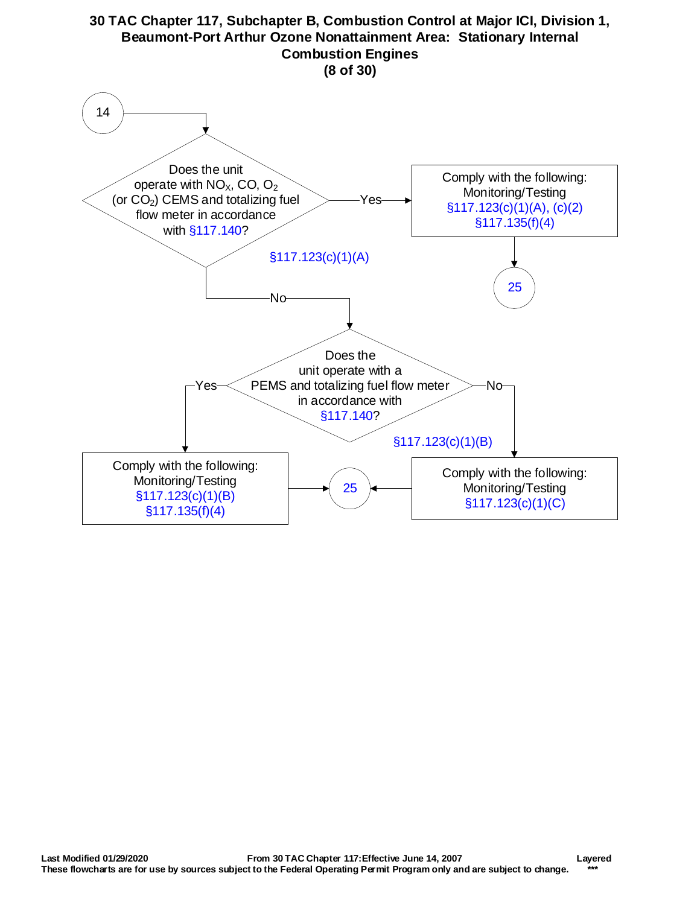# 30 TAC Chapter 117, Subchapter B, Combustion Control at Major ICI, Division 1, Beaumont-Port Arthur Ozone Nonattainment Area: Stationary Internal Combustion Engines

**(8 of 30)**

**14**

Does the unit operate with $NO_X$, CO, $O_2$ (or $CO_2$) CEMS and totalizing fuel flow meter in accordance with §117.140?

§117.123(c)(1)(A)

- **Yes** → Comply with the following: Monitoring/Testing §117.123(c)(1)(A), (c)(2) §117.135(f)(4) → **25**
- **No** → Does the unit operate with a PEMS and totalizing fuel flow meter in accordance with §117.140?

  §117.123(c)(1)(B)

  - **Yes** → Comply with the following: Monitoring/Testing §117.123(c)(1)(B) §117.135(f)(4) → **25**
  - **No** → Comply with the following: Monitoring/Testing §117.123(c)(1)(C) → **25**

Last Modified 01/29/2020 From 30 TAC Chapter 117: Effective June 14, 2007 Layered

These flowcharts are for use by sources subject to the Federal Operating Permit Program only and are subject to change. ***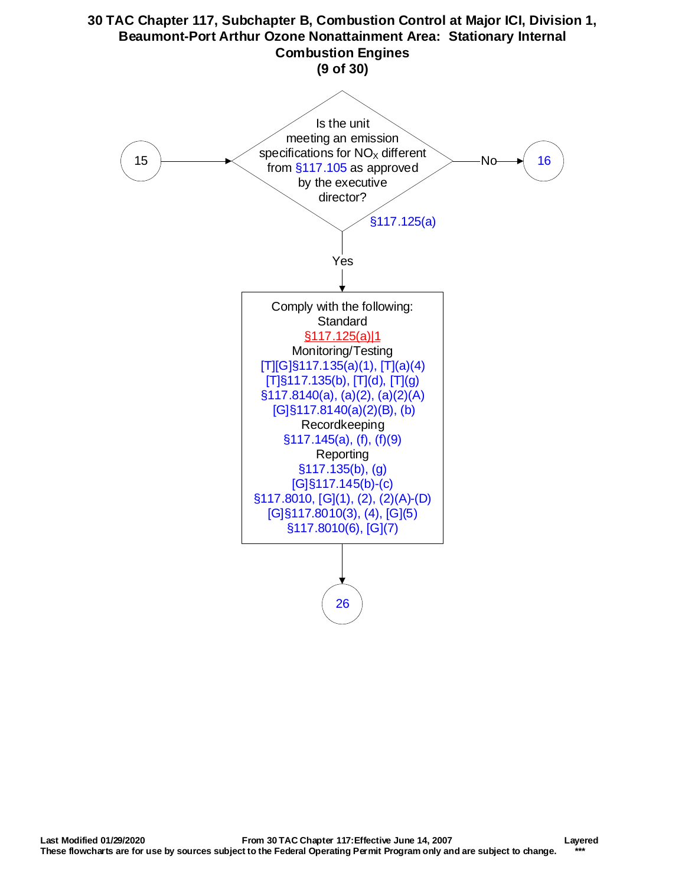# 30 TAC Chapter 117, Subchapter B, Combustion Control at Major ICI, Division 1, Beaumont-Port Arthur Ozone Nonattainment Area: Stationary Internal Combustion Engines

**(9 of 30)**

From **15**:

**Is the unit meeting an emission specifications for $NO_X$ different from §117.105 as approved by the executive director?** (§117.125(a))

- **No** → 16
- **Yes** → Comply with the following:

Standard
§117.125(a)|1

Monitoring/Testing
[T][G]§117.135(a)(1), [T](a)(4)
[T]§117.135(b), [T](d), [T](g)
§117.8140(a), (a)(2), (a)(2)(A)
[G]§117.8140(a)(2)(B), (b)

Recordkeeping
§117.145(a), (f), (f)(9)

Reporting
§117.135(b), (g)
[G]§117.145(b)-(c)
§117.8010, [G](1), (2), (2)(A)-(D)
[G]§117.8010(3), (4), [G](5)
§117.8010(6), [G](7)

→ 26

Last Modified 01/29/2020 | From 30 TAC Chapter 117: Effective June 14, 2007 | Layered

These flowcharts are for use by sources subject to the Federal Operating Permit Program only and are subject to change. ***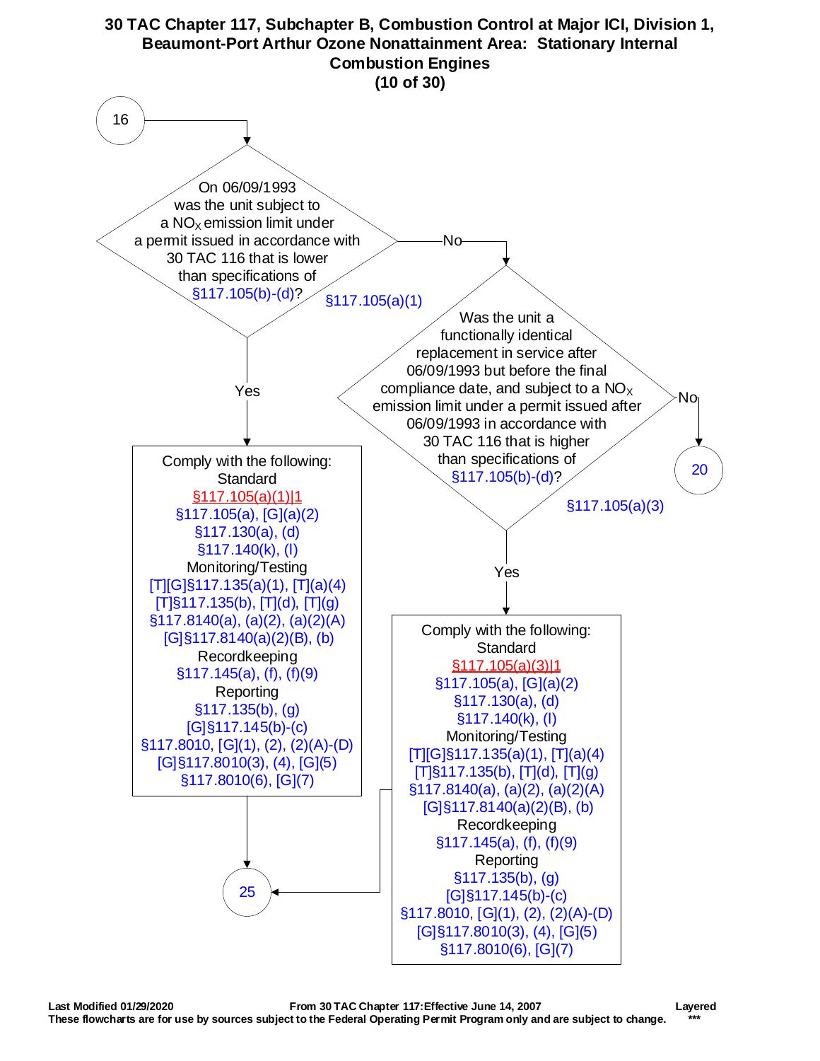# 30 TAC Chapter 117, Subchapter B, Combustion Control at Major ICI, Division 1, Beaumont-Port Arthur Ozone Nonattainment Area: Stationary Internal Combustion Engines

**(10 of 30)**

**16** →

**On 06/09/1993 was the unit subject to a $NO_X$ emission limit under a permit issued in accordance with 30 TAC 116 that is lower than specifications of §117.105(b)-(d)?** (§117.105(a)(1))

- **Yes** → Comply with the following:

  Standard
  §117.105(a)(1)|1
  §117.105(a), [G](a)(2)
  §117.130(a), (d)
  §117.140(k), (l)

  Monitoring/Testing
  [T][G]§117.135(a)(1), [T](a)(4)
  [T]§117.135(b), [T](d), [T](g)
  §117.8140(a), (a)(2), (a)(2)(A)
  [G]§117.8140(a)(2)(B), (b)

  Recordkeeping
  §117.145(a), (f), (f)(9)

  Reporting
  §117.135(b), (g)
  [G]§117.145(b)-(c)
  §117.8010, [G](1), (2), (2)(A)-(D)
  [G]§117.8010(3), (4), [G](5)
  §117.8010(6), [G](7)

  → **25**

- **No** → **Was the unit a functionally identical replacement in service after 06/09/1993 but before the final compliance date, and subject to a $NO_X$ emission limit under a permit issued after 06/09/1993 in accordance with 30 TAC 116 that is higher than specifications of §117.105(b)-(d)?** (§117.105(a)(3))

  - **No** → **20**
  - **Yes** → Comply with the following:

    Standard
    §117.105(a)(3)|1
    §117.105(a), [G](a)(2)
    §117.130(a), (d)
    §117.140(k), (l)

    Monitoring/Testing
    [T][G]§117.135(a)(1), [T](a)(4)
    [T]§117.135(b), [T](d), [T](g)
    §117.8140(a), (a)(2), (a)(2)(A)
    [G]§117.8140(a)(2)(B), (b)

    Recordkeeping
    §117.145(a), (f), (f)(9)

    Reporting
    §117.135(b), (g)
    [G]§117.145(b)-(c)
    §117.8010, [G](1), (2), (2)(A)-(D)
    [G]§117.8010(3), (4), [G](5)
    §117.8010(6), [G](7)

    → **25**

**Last Modified 01/29/2020** | **From 30 TAC Chapter 117: Effective June 14, 2007** | **Layered**

**These flowcharts are for use by sources subject to the Federal Operating Permit Program only and are subject to change.** ***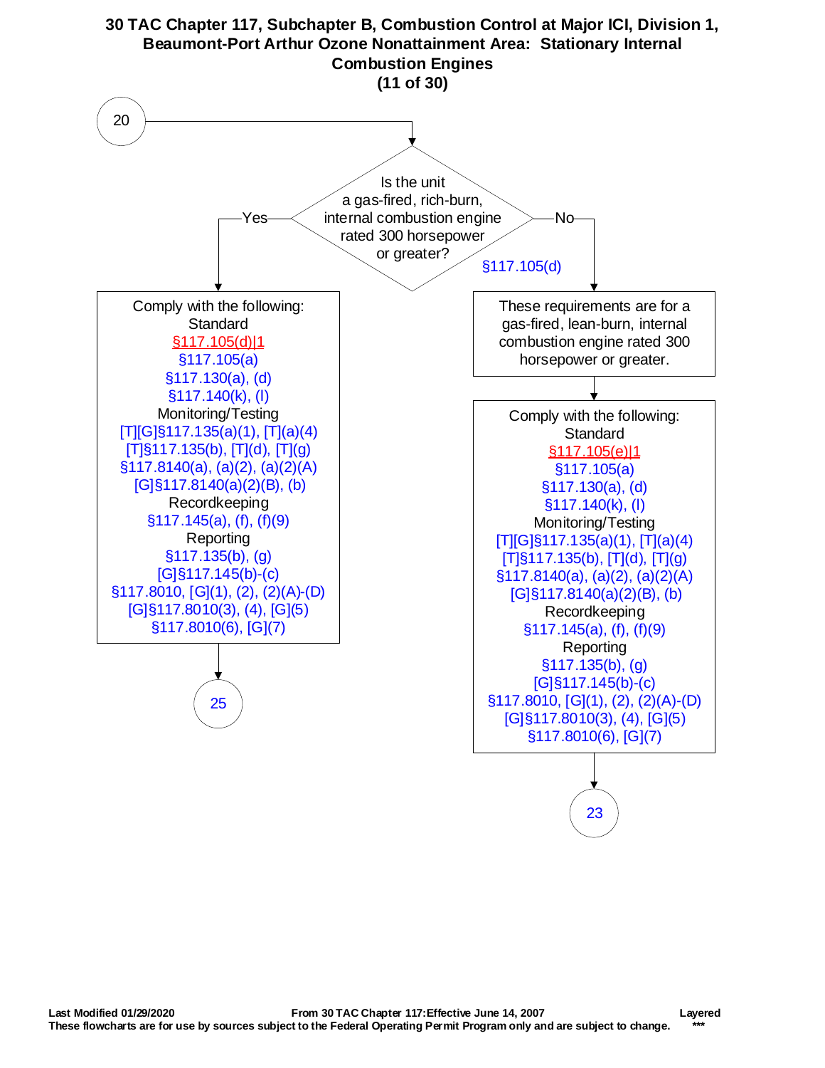# 30 TAC Chapter 117, Subchapter B, Combustion Control at Major ICI, Division 1, Beaumont-Port Arthur Ozone Nonattainment Area: Stationary Internal Combustion Engines

**(11 of 30)**

**20** → Is the unit a gas-fired, rich-burn, internal combustion engine rated 300 horsepower or greater? §117.105(d)

**Yes:**

Comply with the following:

Standard
§117.105(d)|1
§117.105(a)
§117.130(a), (d)
§117.140(k), (l)

Monitoring/Testing
[T][G]§117.135(a)(1), [T](a)(4)
[T]§117.135(b), [T](d), [T](g)
§117.8140(a), (a)(2), (a)(2)(A)
[G]§117.8140(a)(2)(B), (b)

Recordkeeping
§117.145(a), (f), (f)(9)

Reporting
§117.135(b), (g)
[G]§117.145(b)-(c)
§117.8010, [G](1), (2), (2)(A)-(D)
[G]§117.8010(3), (4), [G](5)
§117.8010(6), [G](7)

→ **25**

**No:**

These requirements are for a gas-fired, lean-burn, internal combustion engine rated 300 horsepower or greater.

Comply with the following:

Standard
§117.105(e)|1
§117.105(a)
§117.130(a), (d)
§117.140(k), (l)

Monitoring/Testing
[T][G]§117.135(a)(1), [T](a)(4)
[T]§117.135(b), [T](d), [T](g)
§117.8140(a), (a)(2), (a)(2)(A)
[G]§117.8140(a)(2)(B), (b)

Recordkeeping
§117.145(a), (f), (f)(9)

Reporting
§117.135(b), (g)
[G]§117.145(b)-(c)
§117.8010, [G](1), (2), (2)(A)-(D)
[G]§117.8010(3), (4), [G](5)
§117.8010(6), [G](7)

→ **23**

Last Modified 01/29/2020 From 30 TAC Chapter 117: Effective June 14, 2007 Layered ***

These flowcharts are for use by sources subject to the Federal Operating Permit Program only and are subject to change.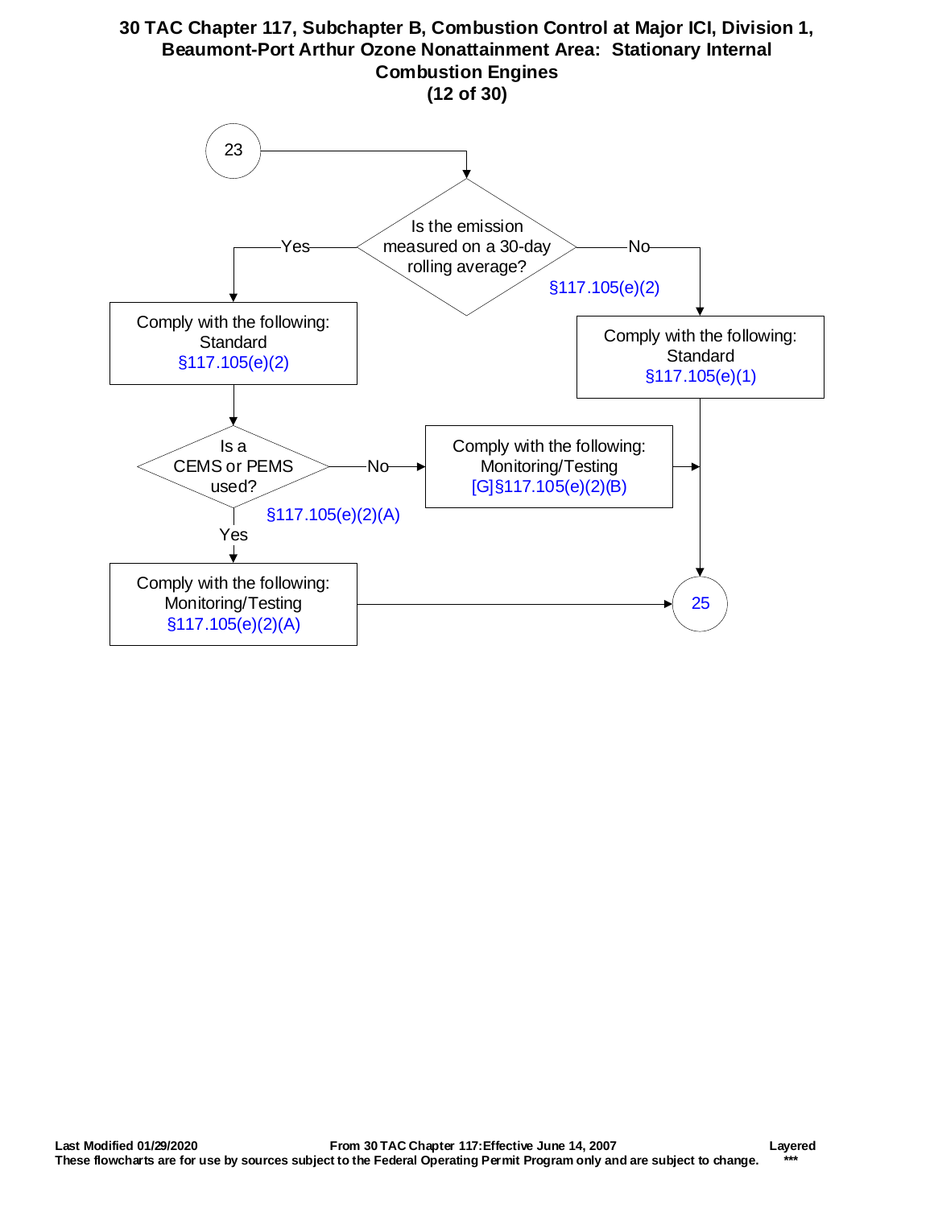# 30 TAC Chapter 117, Subchapter B, Combustion Control at Major ICI, Division 1, Beaumont-Port Arthur Ozone Nonattainment Area: Stationary Internal Combustion Engines

**(12 of 30)**

23 → **Is the emission measured on a 30-day rolling average?** §117.105(e)(2)

- **Yes** → Comply with the following: Standard §117.105(e)(2)
  - → **Is a CEMS or PEMS used?** §117.105(e)(2)(A)
    - **Yes** → Comply with the following: Monitoring/Testing §117.105(e)(2)(A) → 25
    - **No** → Comply with the following: Monitoring/Testing [G]§117.105(e)(2)(B) → 25
- **No** → Comply with the following: Standard §117.105(e)(1) → 25

Last Modified 01/29/2020 From 30 TAC Chapter 117:Effective June 14, 2007 Layered ***

These flowcharts are for use by sources subject to the Federal Operating Permit Program only and are subject to change.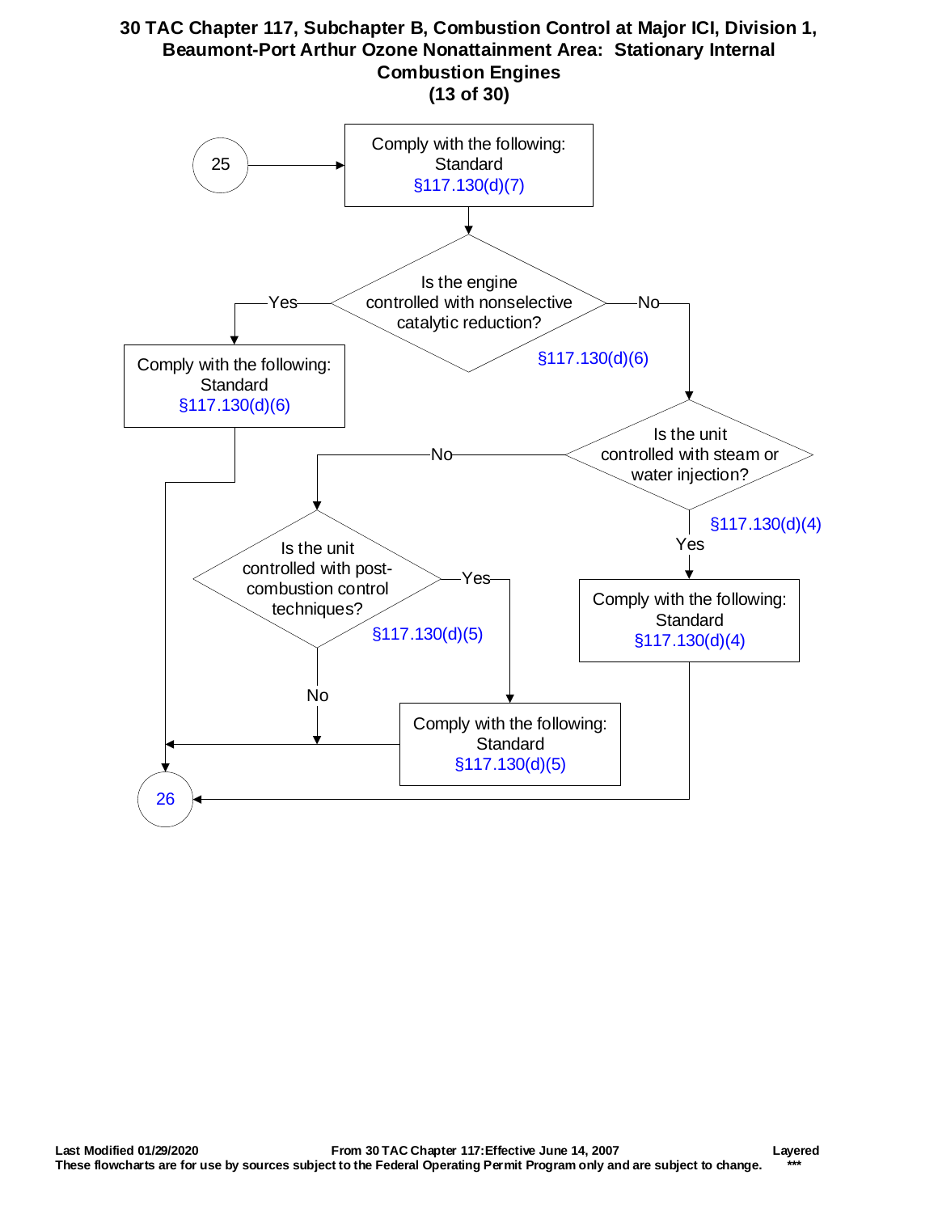# 30 TAC Chapter 117, Subchapter B, Combustion Control at Major ICI, Division 1, Beaumont-Port Arthur Ozone Nonattainment Area: Stationary Internal Combustion Engines

**(13 of 30)**

25 → Comply with the following: Standard §117.130(d)(7)

Is the engine controlled with nonselective catalytic reduction? §117.130(d)(6)

- Yes → Comply with the following: Standard §117.130(d)(6) → 26
- No → Is the unit controlled with steam or water injection? §117.130(d)(4)
  - Yes → Comply with the following: Standard §117.130(d)(4) → 26
  - No → Is the unit controlled with post-combustion control techniques? §117.130(d)(5)
    - Yes → Comply with the following: Standard §117.130(d)(5) → 26
    - No → 26

Last Modified 01/29/2020 From 30 TAC Chapter 117: Effective June 14, 2007 Layered

These flowcharts are for use by sources subject to the Federal Operating Permit Program only and are subject to change. ***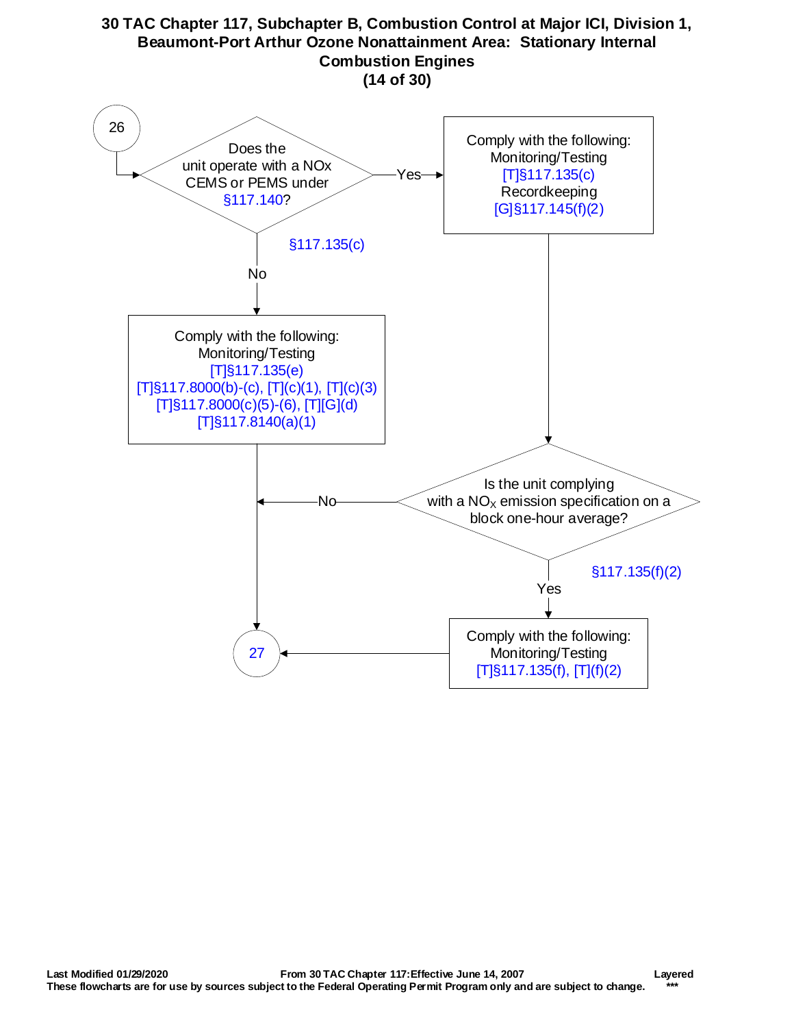# 30 TAC Chapter 117, Subchapter B, Combustion Control at Major ICI, Division 1, Beaumont-Port Arthur Ozone Nonattainment Area: Stationary Internal Combustion Engines

**(14 of 30)**

26

Does the unit operate with a NOx CEMS or PEMS under §117.140?

§117.135(c)

Yes →

Comply with the following:
Monitoring/Testing
[T]§117.135(c)
Recordkeeping
[G]§117.145(f)(2)

No ↓

Comply with the following:
Monitoring/Testing
[T]§117.135(e)
[T]§117.8000(b)-(c), [T](c)(1), [T](c)(3)
[T]§117.8000(c)(5)-(6), [T][G](d)
[T]§117.8140(a)(1)

→ 27

Is the unit complying with a $NO_X$ emission specification on a block one-hour average?

§117.135(f)(2)

No → 27

Yes ↓

Comply with the following:
Monitoring/Testing
[T]§117.135(f), [T](f)(2)

→ 27

Last Modified 01/29/2020 From 30 TAC Chapter 117:Effective June 14, 2007 Layered
These flowcharts are for use by sources subject to the Federal Operating Permit Program only and are subject to change. ***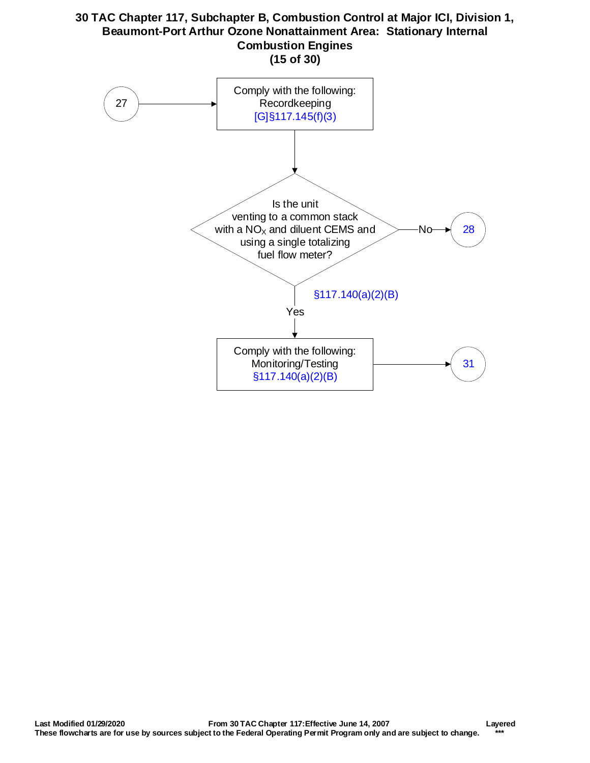# 30 TAC Chapter 117, Subchapter B, Combustion Control at Major ICI, Division 1, Beaumont-Port Arthur Ozone Nonattainment Area: Stationary Internal Combustion Engines

**(15 of 30)**

27 → Comply with the following: Recordkeeping [G]§117.145(f)(3)

↓

Is the unit venting to a common stack with a $NO_X$ and diluent CEMS and using a single totalizing fuel flow meter? §117.140(a)(2)(B)

- No → 28
- Yes → Comply with the following: Monitoring/Testing §117.140(a)(2)(B) → 31

Last Modified 01/29/2020 From 30 TAC Chapter 117: Effective June 14, 2007 Layered

These flowcharts are for use by sources subject to the Federal Operating Permit Program only and are subject to change. ***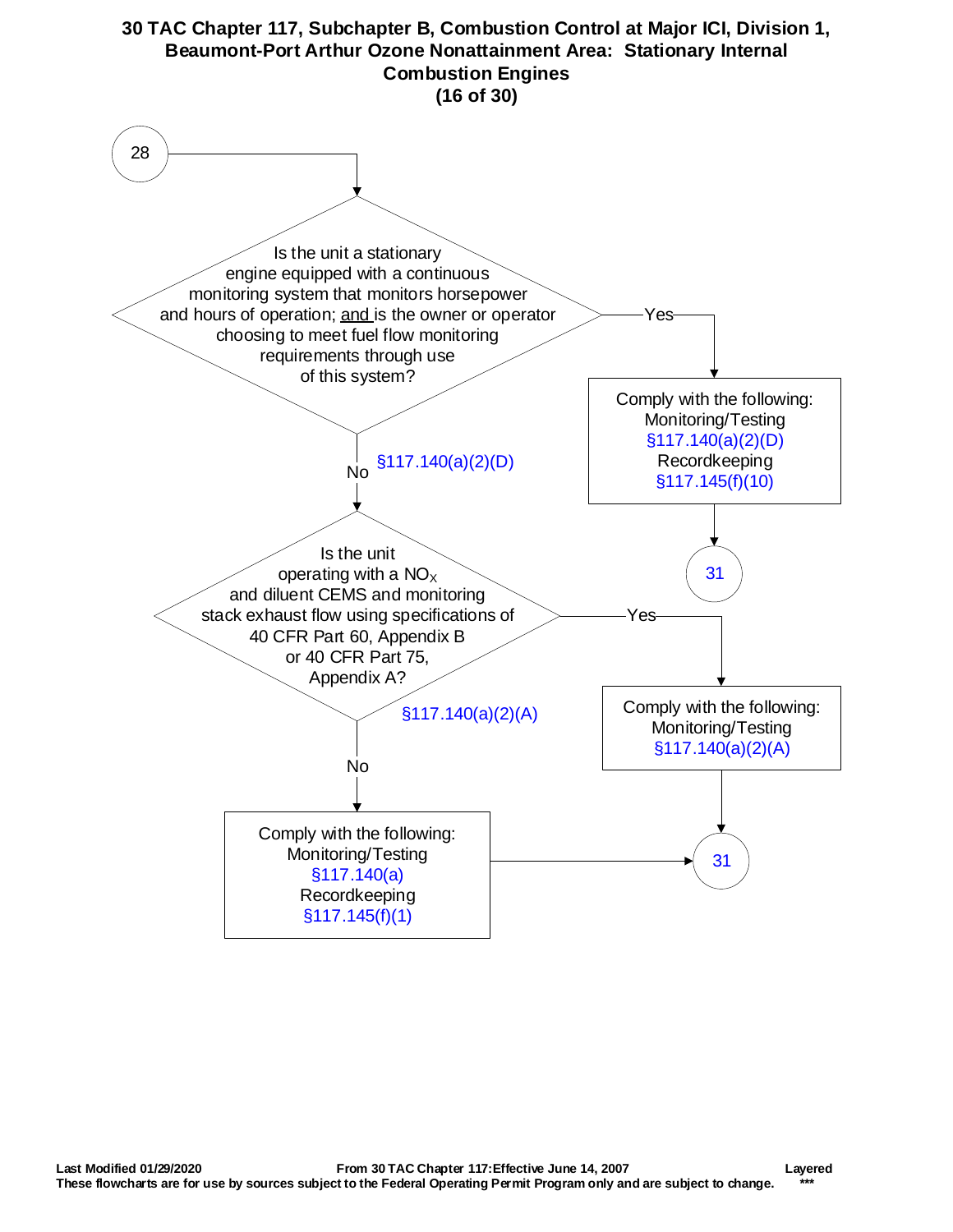# 30 TAC Chapter 117, Subchapter B, Combustion Control at Major ICI, Division 1, Beaumont-Port Arthur Ozone Nonattainment Area: Stationary Internal Combustion Engines

**(16 of 30)**

**From 28:**

**Is the unit a stationary engine equipped with a continuous monitoring system that monitors horsepower and hours of operation; and is the owner or operator choosing to meet fuel flow monitoring requirements through use of this system?** (§117.140(a)(2)(D))

- **Yes** → Comply with the following:
  - Monitoring/Testing: §117.140(a)(2)(D)
  - Recordkeeping: §117.145(f)(10)
  - → Go to 31
- **No** → Is the unit operating with a $NO_X$ and diluent CEMS and monitoring stack exhaust flow using specifications of 40 CFR Part 60, Appendix B or 40 CFR Part 75, Appendix A? (§117.140(a)(2)(A))
  - **Yes** → Comply with the following:
    - Monitoring/Testing: §117.140(a)(2)(A)
    - → Go to 31
  - **No** → Comply with the following:
    - Monitoring/Testing: §117.140(a)
    - Recordkeeping: §117.145(f)(1)
    - → Go to 31

Last Modified 01/29/2020 — From 30 TAC Chapter 117: Effective June 14, 2007 — Layered ***

These flowcharts are for use by sources subject to the Federal Operating Permit Program only and are subject to change.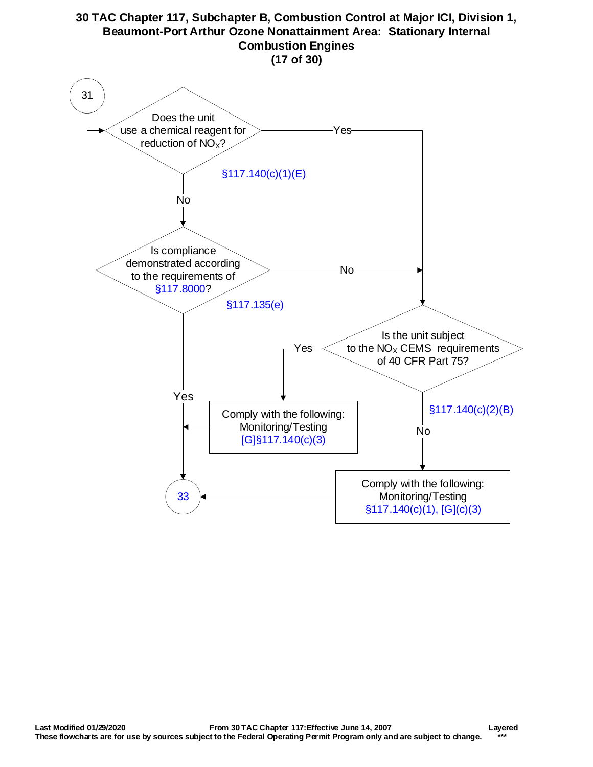# 30 TAC Chapter 117, Subchapter B, Combustion Control at Major ICI, Division 1, Beaumont-Port Arthur Ozone Nonattainment Area: Stationary Internal Combustion Engines

**(17 of 30)**

31

Does the unit use a chemical reagent for reduction of $NO_X$?

§117.140(c)(1)(E)

- Yes → Is the unit subject to the $NO_X$ CEMS requirements of 40 CFR Part 75?
- No → Is compliance demonstrated according to the requirements of §117.8000?

Is compliance demonstrated according to the requirements of §117.8000?

§117.135(e)

- Yes → 33
- No → Is the unit subject to the $NO_X$ CEMS requirements of 40 CFR Part 75?

Is the unit subject to the $NO_X$ CEMS requirements of 40 CFR Part 75?

§117.140(c)(2)(B)

- Yes → Comply with the following: Monitoring/Testing [G]§117.140(c)(3) → 33
- No → Comply with the following: Monitoring/Testing §117.140(c)(1), [G](c)(3) → 33

33

Last Modified 01/29/2020 From 30 TAC Chapter 117: Effective June 14, 2007 Layered

These flowcharts are for use by sources subject to the Federal Operating Permit Program only and are subject to change. ***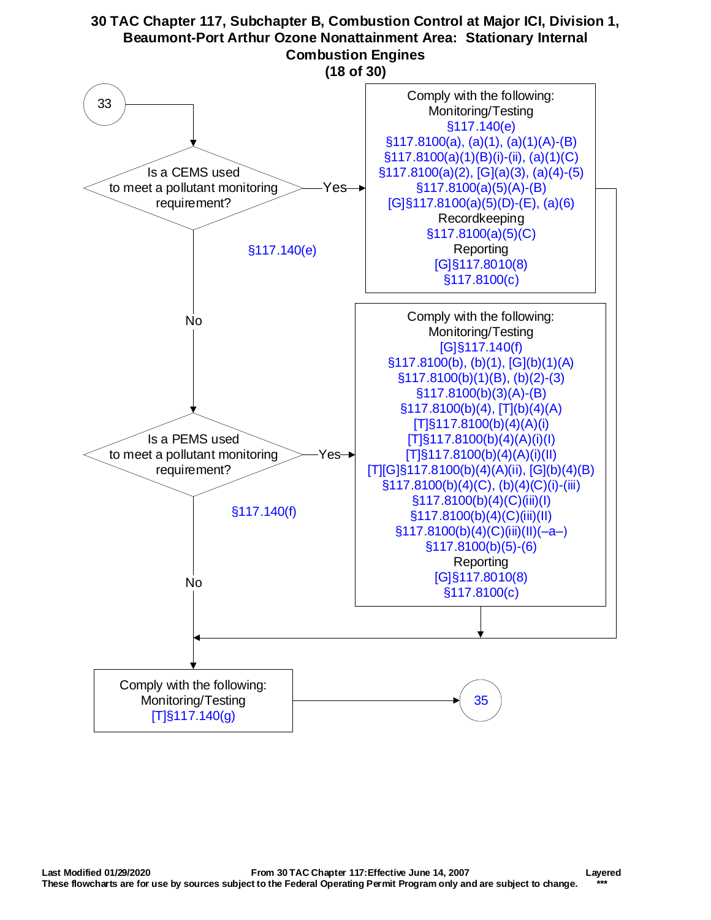# 30 TAC Chapter 117, Subchapter B, Combustion Control at Major ICI, Division 1, Beaumont-Port Arthur Ozone Nonattainment Area: Stationary Internal Combustion Engines

**(18 of 30)**

**33**

**Is a CEMS used to meet a pollutant monitoring requirement?** §117.140(e)

- **Yes** → Comply with the following:
  - Monitoring/Testing
    - §117.140(e)
    - §117.8100(a), (a)(1), (a)(1)(A)-(B)
    - §117.8100(a)(1)(B)(i)-(ii), (a)(1)(C)
    - §117.8100(a)(2), [G](a)(3), (a)(4)-(5)
    - §117.8100(a)(5)(A)-(B)
    - [G]§117.8100(a)(5)(D)-(E), (a)(6)
  - Recordkeeping
    - §117.8100(a)(5)(C)
  - Reporting
    - [G]§117.8010(8)
    - §117.8100(c)
  - → Go to "Comply with the following: Monitoring/Testing [T]§117.140(g)"
- **No** → **Is a PEMS used to meet a pollutant monitoring requirement?** §117.140(f)
  - **Yes** → Comply with the following:
    - Monitoring/Testing
      - [G]§117.140(f)
      - §117.8100(b), (b)(1), [G](b)(1)(A)
      - §117.8100(b)(1)(B), (b)(2)-(3)
      - §117.8100(b)(3)(A)-(B)
      - §117.8100(b)(4), [T](b)(4)(A)
      - [T]§117.8100(b)(4)(A)(i)
      - [T]§117.8100(b)(4)(A)(i)(I)
      - [T]§117.8100(b)(4)(A)(i)(II)
      - [T][G]§117.8100(b)(4)(A)(ii), [G](b)(4)(B)
      - §117.8100(b)(4)(C), (b)(4)(C)(i)-(iii)
      - §117.8100(b)(4)(C)(iii)(I)
      - §117.8100(b)(4)(C)(iii)(II)
      - §117.8100(b)(4)(C)(iii)(II)(–a–)
      - §117.8100(b)(5)-(6)
    - Reporting
      - [G]§117.8010(8)
      - §117.8100(c)
    - → Go to "Comply with the following: Monitoring/Testing [T]§117.140(g)"
  - **No** → Comply with the following:
    - Monitoring/Testing
      - [T]§117.140(g)
    - → **35**

Last Modified 01/29/2020 — From 30 TAC Chapter 117: Effective June 14, 2007 — Layered ***

These flowcharts are for use by sources subject to the Federal Operating Permit Program only and are subject to change.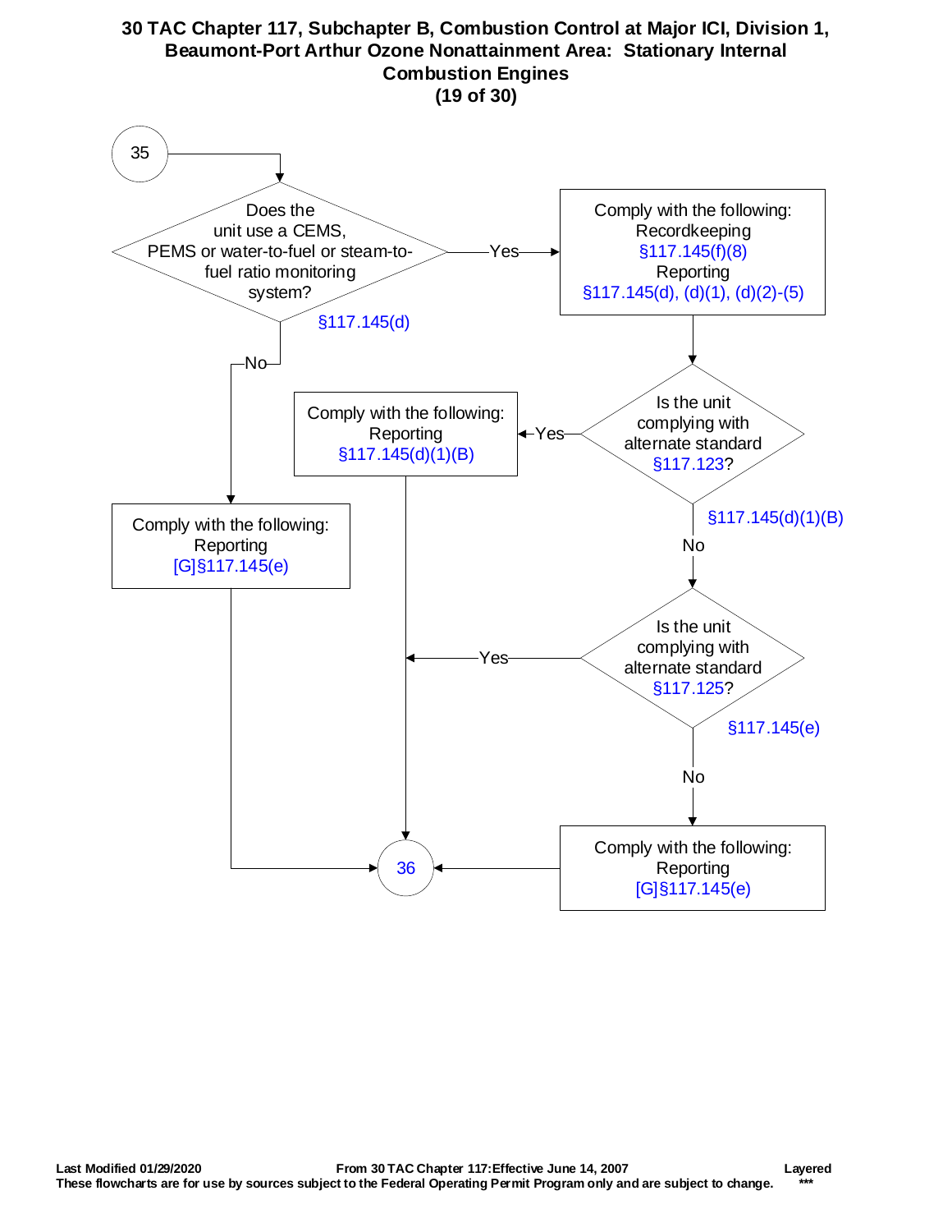# 30 TAC Chapter 117, Subchapter B, Combustion Control at Major ICI, Division 1, Beaumont-Port Arthur Ozone Nonattainment Area: Stationary Internal Combustion Engines

**(19 of 30)**

35

Does the unit use a CEMS, PEMS or water-to-fuel or steam-to-fuel ratio monitoring system? §117.145(d)

- **Yes** → Comply with the following:
  Recordkeeping
  §117.145(f)(8)
  Reporting
  §117.145(d), (d)(1), (d)(2)-(5)
  - Is the unit complying with alternate standard §117.123? §117.145(d)(1)(B)
    - **Yes** → Comply with the following:
      Reporting
      §117.145(d)(1)(B)
      → 36
    - **No** → Is the unit complying with alternate standard §117.125? §117.145(e)
      - **Yes** → 36
      - **No** → Comply with the following:
        Reporting
        [G]§117.145(e)
        → 36
- **No** → Comply with the following:
  Reporting
  [G]§117.145(e)
  → 36

Last Modified 01/29/2020 From 30 TAC Chapter 117: Effective June 14, 2007 Layered

These flowcharts are for use by sources subject to the Federal Operating Permit Program only and are subject to change. ***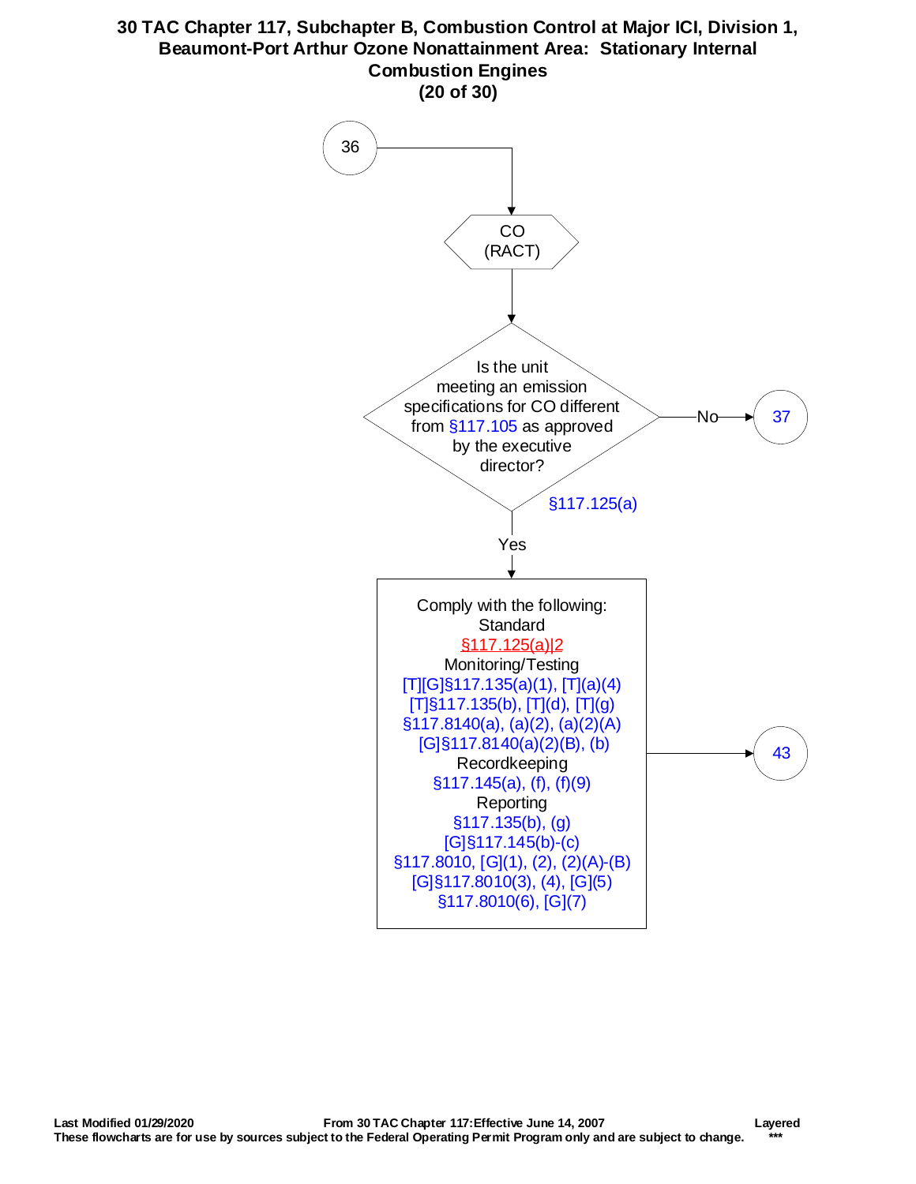# 30 TAC Chapter 117, Subchapter B, Combustion Control at Major ICI, Division 1, Beaumont-Port Arthur Ozone Nonattainment Area: Stationary Internal Combustion Engines

**(20 of 30)**

36

CO (RACT)

Is the unit meeting an emission specifications for CO different from §117.105 as approved by the executive director?

§117.125(a)

No → 37

Yes ↓

Comply with the following:

Standard

§117.125(a)|2

Monitoring/Testing

[T][G]§117.135(a)(1), [T](a)(4)
[T]§117.135(b), [T](d), [T](g)
§117.8140(a), (a)(2), (a)(2)(A)
[G]§117.8140(a)(2)(B), (b)

Recordkeeping

§117.145(a), (f), (f)(9)

Reporting

§117.135(b), (g)
[G]§117.145(b)-(c)
§117.8010, [G](1), (2), (2)(A)-(B)
[G]§117.8010(3), (4), [G](5)
§117.8010(6), [G](7)

→ 43

Last Modified 01/29/2020 From 30 TAC Chapter 117: Effective June 14, 2007 Layered

These flowcharts are for use by sources subject to the Federal Operating Permit Program only and are subject to change. ***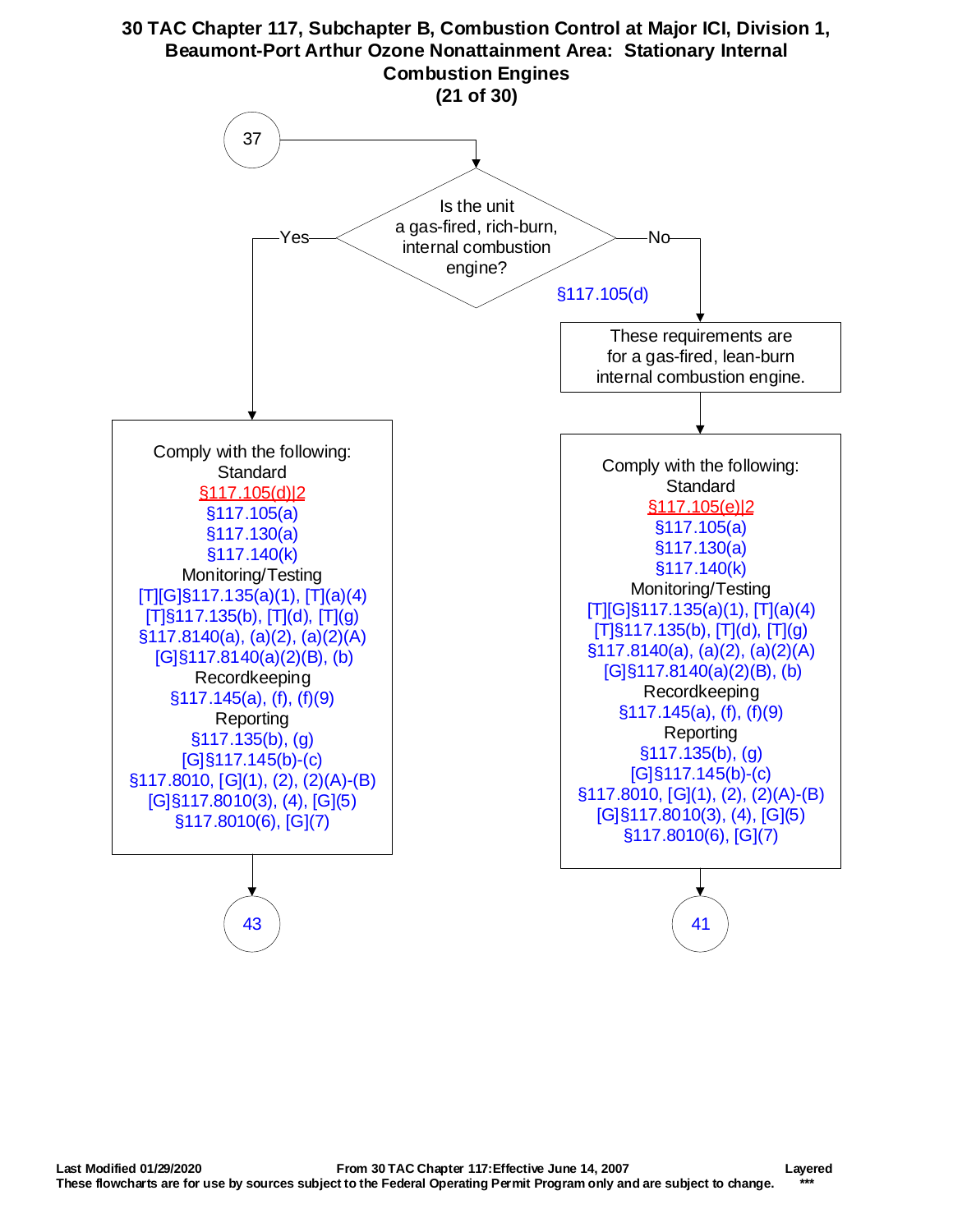# 30 TAC Chapter 117, Subchapter B, Combustion Control at Major ICI, Division 1, Beaumont-Port Arthur Ozone Nonattainment Area: Stationary Internal Combustion Engines

**(21 of 30)**

**37**

**Is the unit a gas-fired, rich-burn, internal combustion engine?** §117.105(d)

- **Yes** →

  Comply with the following:

  Standard
  - §117.105(d)|2
  - §117.105(a)
  - §117.130(a)
  - §117.140(k)

  Monitoring/Testing
  - [T][G]§117.135(a)(1), [T](a)(4)
  - [T]§117.135(b), [T](d), [T](g)
  - §117.8140(a), (a)(2), (a)(2)(A)
  - [G]§117.8140(a)(2)(B), (b)

  Recordkeeping
  - §117.145(a), (f), (f)(9)

  Reporting
  - §117.135(b), (g)
  - [G]§117.145(b)-(c)
  - §117.8010, [G](1), (2), (2)(A)-(B)
  - [G]§117.8010(3), (4), [G](5)
  - §117.8010(6), [G](7)

  → **43**

- **No** → These requirements are for a gas-fired, lean-burn internal combustion engine.

  Comply with the following:

  Standard
  - §117.105(e)|2
  - §117.105(a)
  - §117.130(a)
  - §117.140(k)

  Monitoring/Testing
  - [T][G]§117.135(a)(1), [T](a)(4)
  - [T]§117.135(b), [T](d), [T](g)
  - §117.8140(a), (a)(2), (a)(2)(A)
  - [G]§117.8140(a)(2)(B), (b)

  Recordkeeping
  - §117.145(a), (f), (f)(9)

  Reporting
  - §117.135(b), (g)
  - [G]§117.145(b)-(c)
  - §117.8010, [G](1), (2), (2)(A)-(B)
  - [G]§117.8010(3), (4), [G](5)
  - §117.8010(6), [G](7)

  → **41**

**Last Modified 01/29/2020** | **From 30 TAC Chapter 117: Effective June 14, 2007** | **Layered** ***

**These flowcharts are for use by sources subject to the Federal Operating Permit Program only and are subject to change.**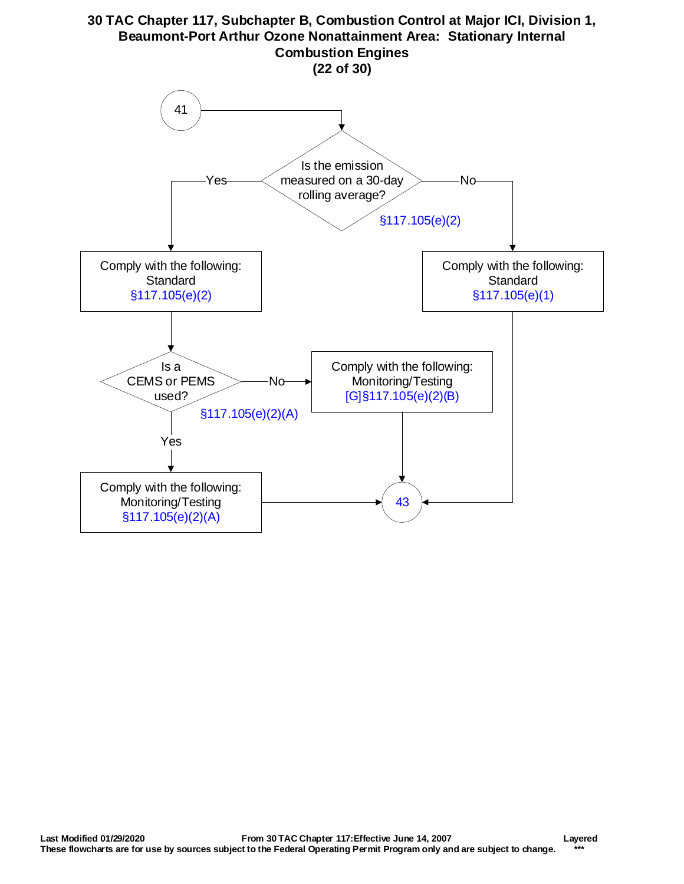# 30 TAC Chapter 117, Subchapter B, Combustion Control at Major ICI, Division 1, Beaumont-Port Arthur Ozone Nonattainment Area: Stationary Internal Combustion Engines

**(22 of 30)**

41

Is the emission measured on a 30-day rolling average?
§117.105(e)(2)

- Yes → Comply with the following: Standard §117.105(e)(2)
  - Is a CEMS or PEMS used? §117.105(e)(2)(A)
    - Yes → Comply with the following: Monitoring/Testing §117.105(e)(2)(A) → 43
    - No → Comply with the following: Monitoring/Testing [G]§117.105(e)(2)(B) → 43
- No → Comply with the following: Standard §117.105(e)(1) → 43

**Last Modified 01/29/2020** **From 30 TAC Chapter 117:Effective June 14, 2007** **Layered**

**These flowcharts are for use by sources subject to the Federal Operating Permit Program only and are subject to change.** **\*\*\***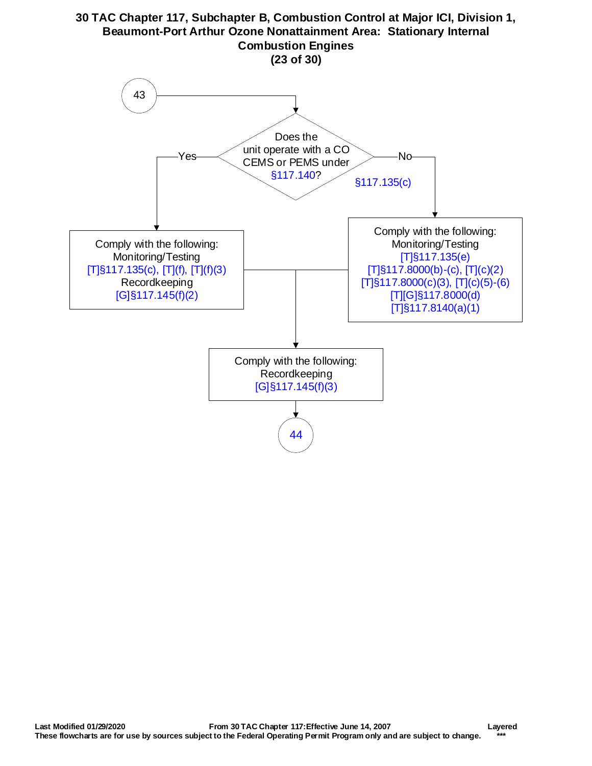# 30 TAC Chapter 117, Subchapter B, Combustion Control at Major ICI, Division 1, Beaumont-Port Arthur Ozone Nonattainment Area: Stationary Internal Combustion Engines

**(23 of 30)**

43

Does the unit operate with a CO CEMS or PEMS under §117.140?

§117.135(c)

**Yes:**

Comply with the following:
Monitoring/Testing
[T]§117.135(c), [T](f), [T](f)(3)
Recordkeeping
[G]§117.145(f)(2)

**No:**

Comply with the following:
Monitoring/Testing
[T]§117.135(e)
[T]§117.8000(b)-(c), [T](c)(2)
[T]§117.8000(c)(3), [T](c)(5)-(6)
[T][G]§117.8000(d)
[T]§117.8140(a)(1)

**Then (both paths):**

Comply with the following:
Recordkeeping
[G]§117.145(f)(3)

44

Last Modified 01/29/2020 — From 30 TAC Chapter 117: Effective June 14, 2007 — Layered ***

These flowcharts are for use by sources subject to the Federal Operating Permit Program only and are subject to change.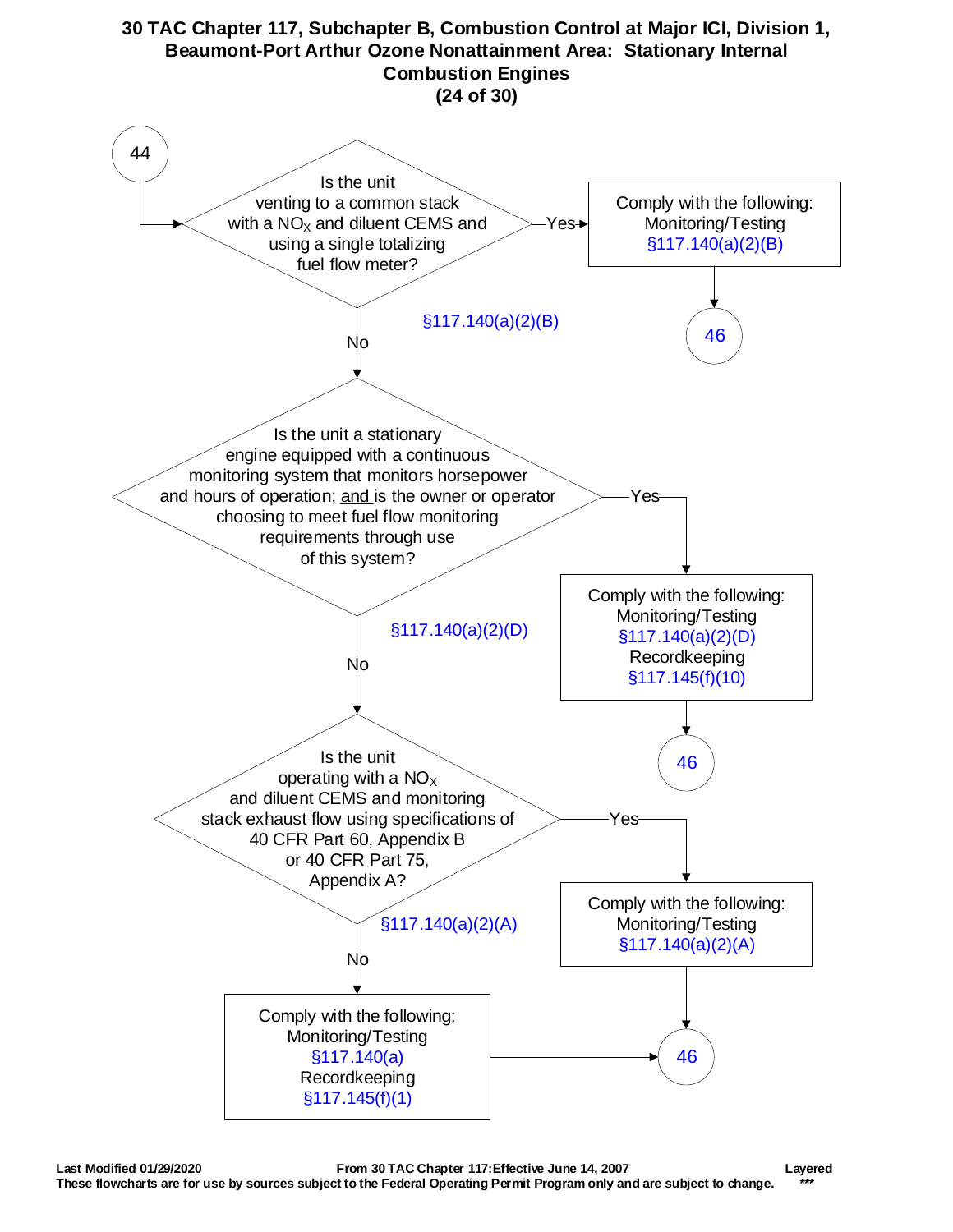# 30 TAC Chapter 117, Subchapter B, Combustion Control at Major ICI, Division 1, Beaumont-Port Arthur Ozone Nonattainment Area: Stationary Internal Combustion Engines

**(24 of 30)**

**44** → Is the unit venting to a common stack with a $NO_X$ and diluent CEMS and using a single totalizing fuel flow meter? (§117.140(a)(2)(B))

- **Yes** → Comply with the following: Monitoring/Testing §117.140(a)(2)(B) → **46**
- **No** → Is the unit a stationary engine equipped with a continuous monitoring system that monitors horsepower and hours of operation; and is the owner or operator choosing to meet fuel flow monitoring requirements through use of this system? (§117.140(a)(2)(D))
  - **Yes** → Comply with the following: Monitoring/Testing §117.140(a)(2)(D) Recordkeeping §117.145(f)(10) → **46**
  - **No** → Is the unit operating with a $NO_X$ and diluent CEMS and monitoring stack exhaust flow using specifications of 40 CFR Part 60, Appendix B or 40 CFR Part 75, Appendix A? (§117.140(a)(2)(A))
    - **Yes** → Comply with the following: Monitoring/Testing §117.140(a)(2)(A) → **46**
    - **No** → Comply with the following: Monitoring/Testing §117.140(a) Recordkeeping §117.145(f)(1) → **46**

**Last Modified 01/29/2020** | **From 30 TAC Chapter 117: Effective June 14, 2007** | **Layered**

**These flowcharts are for use by sources subject to the Federal Operating Permit Program only and are subject to change.** ***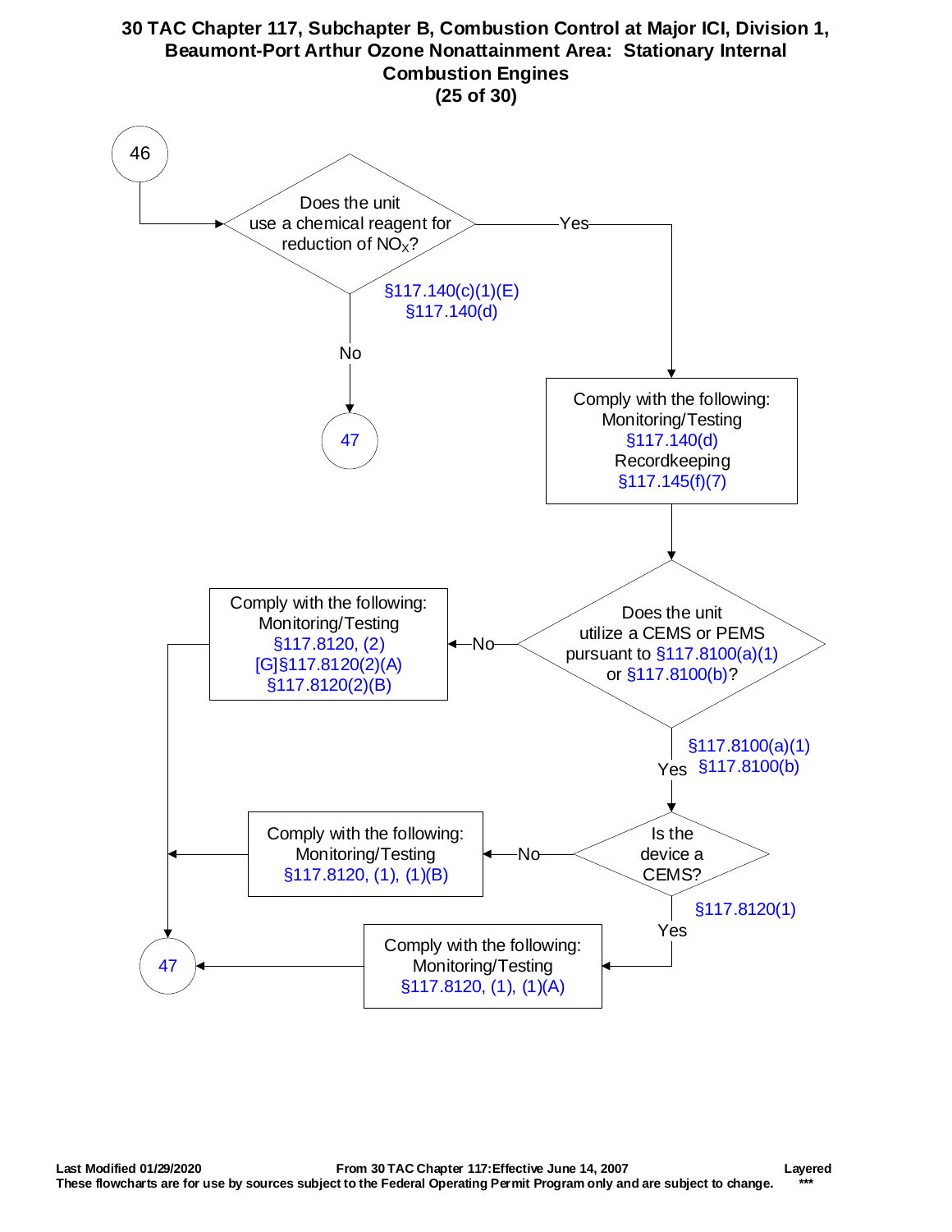# 30 TAC Chapter 117, Subchapter B, Combustion Control at Major ICI, Division 1, Beaumont-Port Arthur Ozone Nonattainment Area: Stationary Internal Combustion Engines

**(25 of 30)**

46

Does the unit use a chemical reagent for reduction of $NO_X$?

§117.140(c)(1)(E)
§117.140(d)

- No → 47
- Yes → Comply with the following:
  Monitoring/Testing
  §117.140(d)
  Recordkeeping
  §117.145(f)(7)

Does the unit utilize a CEMS or PEMS pursuant to §117.8100(a)(1) or §117.8100(b)?

- No → Comply with the following:
  Monitoring/Testing
  §117.8120, (2)
  [G]§117.8120(2)(A)
  §117.8120(2)(B)
  → 47
- Yes (§117.8100(a)(1), §117.8100(b)) → Is the device a CEMS?

Is the device a CEMS?

- No → Comply with the following:
  Monitoring/Testing
  §117.8120, (1), (1)(B)
  → 47
- Yes (§117.8120(1)) → Comply with the following:
  Monitoring/Testing
  §117.8120, (1), (1)(A)
  → 47

**Last Modified 01/29/2020** **From 30 TAC Chapter 117: Effective June 14, 2007** **Layered**

**These flowcharts are for use by sources subject to the Federal Operating Permit Program only and are subject to change.** ***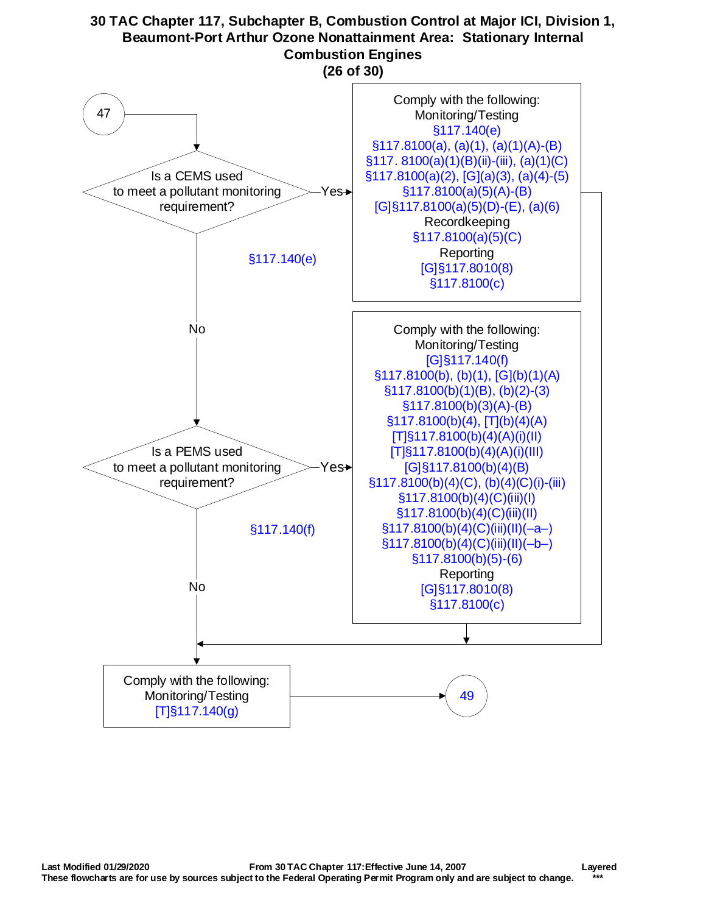# 30 TAC Chapter 117, Subchapter B, Combustion Control at Major ICI, Division 1, Beaumont-Port Arthur Ozone Nonattainment Area: Stationary Internal Combustion Engines

**(26 of 30)**

**47**

**Is a CEMS used to meet a pollutant monitoring requirement?** (§117.140(e))

- **Yes** → Comply with the following:
  - Monitoring/Testing
    - §117.140(e)
    - §117.8100(a), (a)(1), (a)(1)(A)-(B)
    - §117. 8100(a)(1)(B)(ii)-(iii), (a)(1)(C)
    - §117.8100(a)(2), [G](a)(3), (a)(4)-(5)
    - §117.8100(a)(5)(A)-(B)
    - [G]§117.8100(a)(5)(D)-(E), (a)(6)
  - Recordkeeping
    - §117.8100(a)(5)(C)
  - Reporting
    - [G]§117.8010(8)
    - §117.8100(c)
  - → Continue to "Comply with the following: Monitoring/Testing [T]§117.140(g)"
- **No** → **Is a PEMS used to meet a pollutant monitoring requirement?** (§117.140(f))
  - **Yes** → Comply with the following:
    - Monitoring/Testing
      - [G]§117.140(f)
      - §117.8100(b), (b)(1), [G](b)(1)(A)
      - §117.8100(b)(1)(B), (b)(2)-(3)
      - §117.8100(b)(3)(A)-(B)
      - §117.8100(b)(4), [T](b)(4)(A)
      - [T]§117.8100(b)(4)(A)(i)(II)
      - [T]§117.8100(b)(4)(A)(i)(III)
      - [G]§117.8100(b)(4)(B)
      - §117.8100(b)(4)(C), (b)(4)(C)(i)-(iii)
      - §117.8100(b)(4)(C)(iii)(I)
      - §117.8100(b)(4)(C)(iii)(II)
      - §117.8100(b)(4)(C)(iii)(II)(–a–)
      - §117.8100(b)(4)(C)(iii)(II)(–b–)
      - §117.8100(b)(5)-(6)
    - Reporting
      - [G]§117.8010(8)
      - §117.8100(c)
    - → Continue to "Comply with the following: Monitoring/Testing [T]§117.140(g)"
  - **No** → Comply with the following:
    - Monitoring/Testing
      - [T]§117.140(g)
    - → **49**

Last Modified 01/29/2020 From 30 TAC Chapter 117: Effective June 14, 2007 Layered ***

These flowcharts are for use by sources subject to the Federal Operating Permit Program only and are subject to change.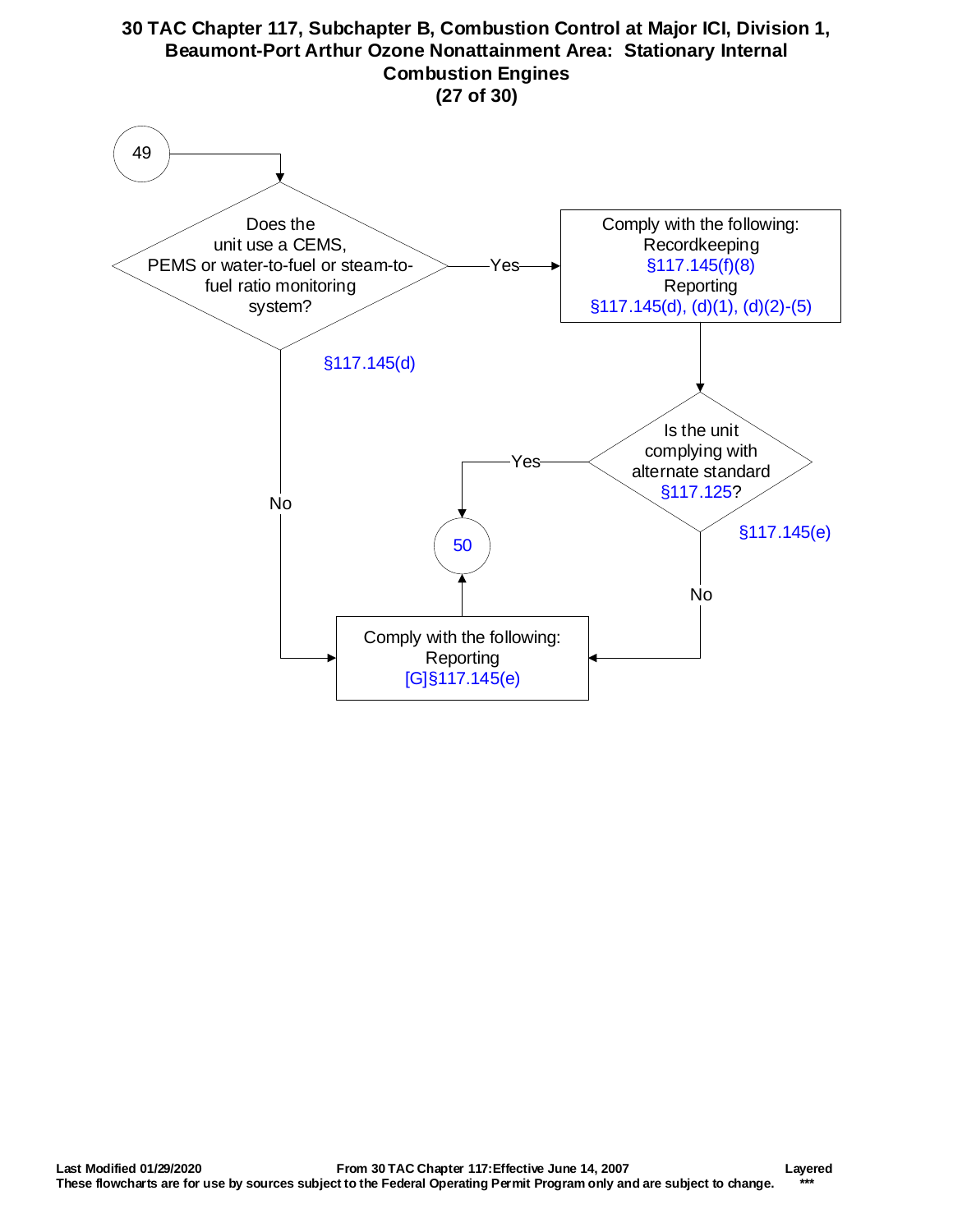# 30 TAC Chapter 117, Subchapter B, Combustion Control at Major ICI, Division 1, Beaumont-Port Arthur Ozone Nonattainment Area: Stationary Internal Combustion Engines

**(27 of 30)**

49

Does the unit use a CEMS, PEMS or water-to-fuel or steam-to-fuel ratio monitoring system?

§117.145(d)

Yes →

Comply with the following:
Recordkeeping
§117.145(f)(8)
Reporting
§117.145(d), (d)(1), (d)(2)-(5)

↓

Is the unit complying with alternate standard §117.125?

§117.145(e)

Yes → 50

No ↓

No (from "Does the unit use a CEMS, PEMS or water-to-fuel or steam-to-fuel ratio monitoring system?") ↓

Comply with the following:
Reporting
[G]§117.145(e)

→ 50

Last Modified 01/29/2020 From 30 TAC Chapter 117:Effective June 14, 2007 Layered
These flowcharts are for use by sources subject to the Federal Operating Permit Program only and are subject to change. ***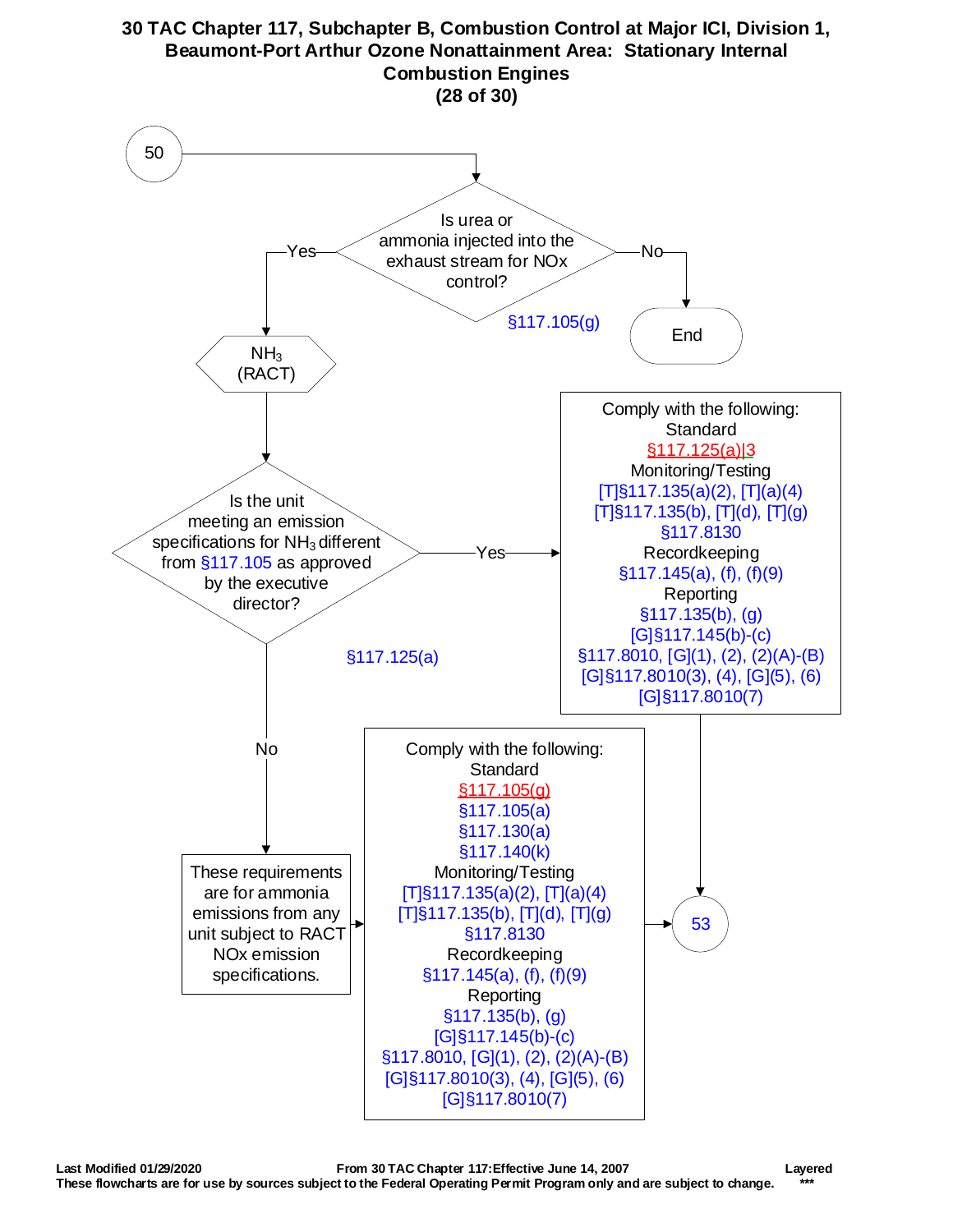# 30 TAC Chapter 117, Subchapter B, Combustion Control at Major ICI, Division 1, Beaumont-Port Arthur Ozone Nonattainment Area: Stationary Internal Combustion Engines

**(28 of 30)**

50

Is urea or ammonia injected into the exhaust stream for NOx control?

§117.105(g)

- No → End
- Yes → $NH_3$ (RACT)

Is the unit meeting an emission specifications for $NH_3$ different from §117.105 as approved by the executive director?

§117.125(a)

- Yes → Comply with the following:
  - Standard
    - §117.125(a)|3
  - Monitoring/Testing
    - [T]§117.135(a)(2), [T](a)(4)
    - [T]§117.135(b), [T](d), [T](g)
    - §117.8130
  - Recordkeeping
    - §117.145(a), (f), (f)(9)
  - Reporting
    - §117.135(b), (g)
    - [G]§117.145(b)-(c)
    - §117.8010, [G](1), (2), (2)(A)-(B)
    - [G]§117.8010(3), (4), [G](5), (6)
    - [G]§117.8010(7)

  → 53

- No → These requirements are for ammonia emissions from any unit subject to RACT NOx emission specifications.

  → Comply with the following:
  - Standard
    - §117.105(g)
    - §117.105(a)
    - §117.130(a)
    - §117.140(k)
  - Monitoring/Testing
    - [T]§117.135(a)(2), [T](a)(4)
    - [T]§117.135(b), [T](d), [T](g)
    - §117.8130
  - Recordkeeping
    - §117.145(a), (f), (f)(9)
  - Reporting
    - §117.135(b), (g)
    - [G]§117.145(b)-(c)
    - §117.8010, [G](1), (2), (2)(A)-(B)
    - [G]§117.8010(3), (4), [G](5), (6)
    - [G]§117.8010(7)

  → 53

**Last Modified 01/29/2020** **From 30 TAC Chapter 117: Effective June 14, 2007** **Layered**

**These flowcharts are for use by sources subject to the Federal Operating Permit Program only and are subject to change.** ***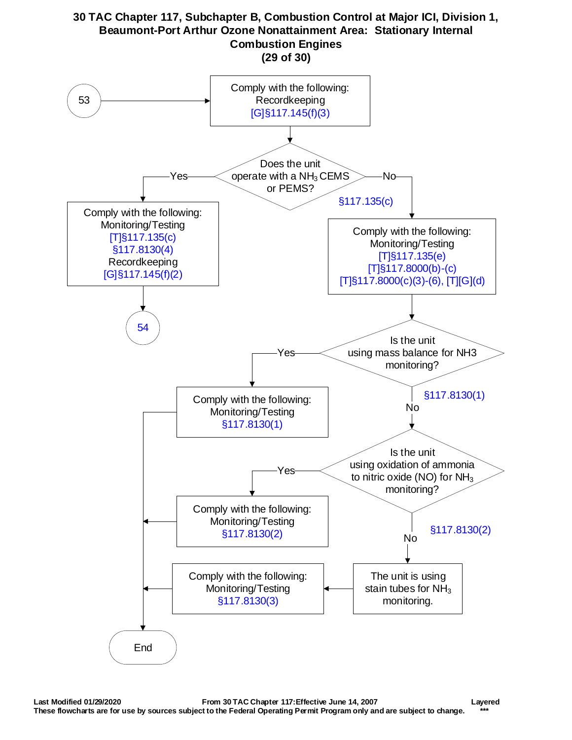# 30 TAC Chapter 117, Subchapter B, Combustion Control at Major ICI, Division 1, Beaumont-Port Arthur Ozone Nonattainment Area: Stationary Internal Combustion Engines

**(29 of 30)**

53 → Comply with the following:
Recordkeeping
[G]§117.145(f)(3)

Does the unit operate with a $NH_3$ CEMS or PEMS? §117.135(c)

- **Yes** → Comply with the following:
  Monitoring/Testing
  [T]§117.135(c)
  §117.8130(4)
  Recordkeeping
  [G]§117.145(f)(2)
  → 54

- **No** → Comply with the following:
  Monitoring/Testing
  [T]§117.135(e)
  [T]§117.8000(b)-(c)
  [T]§117.8000(c)(3)-(6), [T][G](d)

Is the unit using mass balance for NH3 monitoring? §117.8130(1)

- **Yes** → Comply with the following:
  Monitoring/Testing
  §117.8130(1)
  → End

- **No** → Is the unit using oxidation of ammonia to nitric oxide (NO) for $NH_3$ monitoring? §117.8130(2)

  - **Yes** → Comply with the following:
    Monitoring/Testing
    §117.8130(2)
    → End

  - **No** → The unit is using stain tubes for $NH_3$ monitoring. → Comply with the following:
    Monitoring/Testing
    §117.8130(3)
    → End

Last Modified 01/29/2020 | From 30 TAC Chapter 117: Effective June 14, 2007 | Layered

These flowcharts are for use by sources subject to the Federal Operating Permit Program only and are subject to change. ***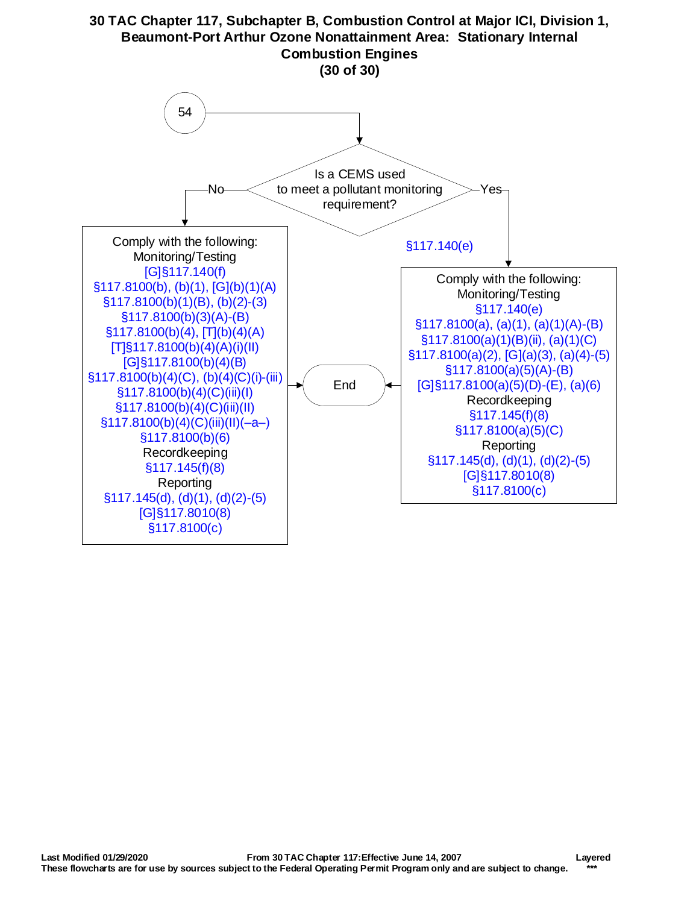# 30 TAC Chapter 117, Subchapter B, Combustion Control at Major ICI, Division 1, Beaumont-Port Arthur Ozone Nonattainment Area: Stationary Internal Combustion Engines

54

Is a CEMS used to meet a pollutant monitoring requirement?

No

Comply with the following:

Monitoring/Testing

[G]§117.140(f)

§117.8100(b), (b)(1), [G](b)(1)(A)

§117.8100(b)(1)(B), (b)(2)-(3)

§117.8100(b)(3)(A)-(B)

§117.8100(b)(4), [T](b)(4)(A)

[T]§117.8100(b)(4)(A)(i)(II)

[G]§117.8100(b)(4)(B)

§117.8100(b)(4)(C), (b)(4)(C)(i)-(iii)

§117.8100(b)(4)(C)(iii)(I)

§117.8100(b)(4)(C)(iii)(II)

§117.8100(b)(4)(C)(iii)(II)(–a–)

§117.8100(b)(6)

Recordkeeping

§117.145(f)(8)

Reporting

§117.145(d), (d)(1), (d)(2)-(5)

[G]§117.8010(8)

§117.8100(c)

Yes

§117.140(e)

Comply with the following:

Monitoring/Testing

§117.140(e)

§117.8100(a), (a)(1), (a)(1)(A)-(B)

§117.8100(a)(1)(B)(ii), (a)(1)(C)

§117.8100(a)(2), [G](a)(3), (a)(4)-(5)

§117.8100(a)(5)(A)-(B)

[G]§117.8100(a)(5)(D)-(E), (a)(6)

Recordkeeping

§117.145(f)(8)

§117.8100(a)(5)(C)

Reporting

§117.145(d), (d)(1), (d)(2)-(5)

[G]§117.8010(8)

§117.8100(c)

End

Last Modified 01/29/2020 From 30 TAC Chapter 117:Effective June 14, 2007 Layered

These flowcharts are for use by sources subject to the Federal Operating Permit Program only and are subject to change. ***